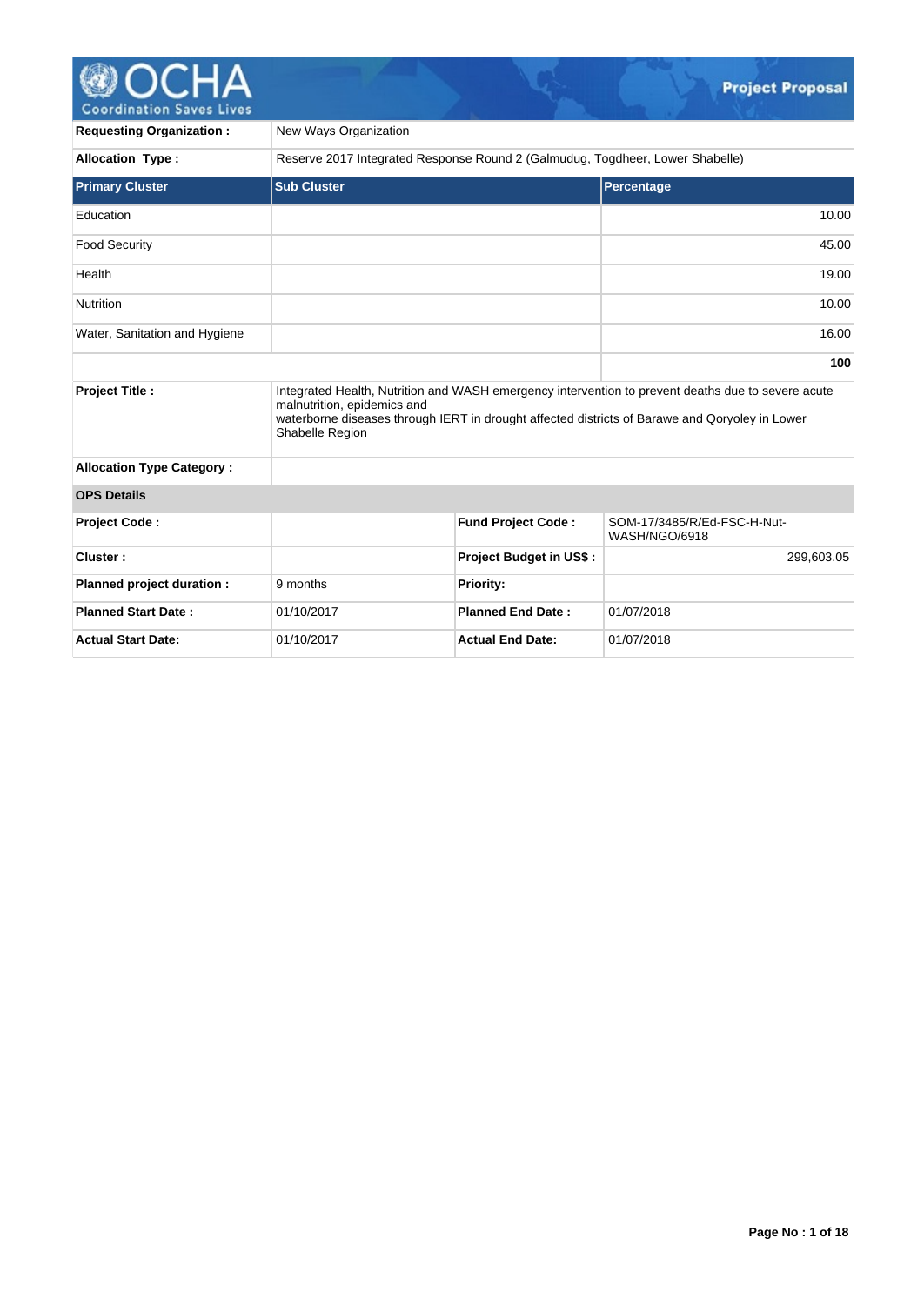# Project Proposal

| | |
|---|---|
| **Requesting Organization :** | New Ways Organization |
| **Allocation Type :** | Reserve 2017 Integrated Response Round 2 (Galmudug, Togdheer, Lower Shabelle) |

| Primary Cluster | Sub Cluster | Percentage |
|---|---|---|
| Education | | 10.00 |
| Food Security | | 45.00 |
| Health | | 19.00 |
| Nutrition | | 10.00 |
| Water, Sanitation and Hygiene | | 16.00 |
| | | **100** |

| | |
|---|---|
| **Project Title :** | Integrated Health, Nutrition and WASH emergency intervention to prevent deaths due to severe acute malnutrition, epidemics and waterborne diseases through IERT in drought affected districts of Barawe and Qoryoley in Lower Shabelle Region |
| **Allocation Type Category :** | |

**OPS Details**

| | | | |
|---|---|---|---|
| **Project Code :** | | **Fund Project Code :** | SOM-17/3485/R/Ed-FSC-H-Nut-WASH/NGO/6918 |
| **Cluster :** | | **Project Budget in US$ :** | 299,603.05 |
| **Planned project duration :** | 9 months | **Priority:** | |
| **Planned Start Date :** | 01/10/2017 | **Planned End Date :** | 01/07/2018 |
| **Actual Start Date:** | 01/10/2017 | **Actual End Date:** | 01/07/2018 |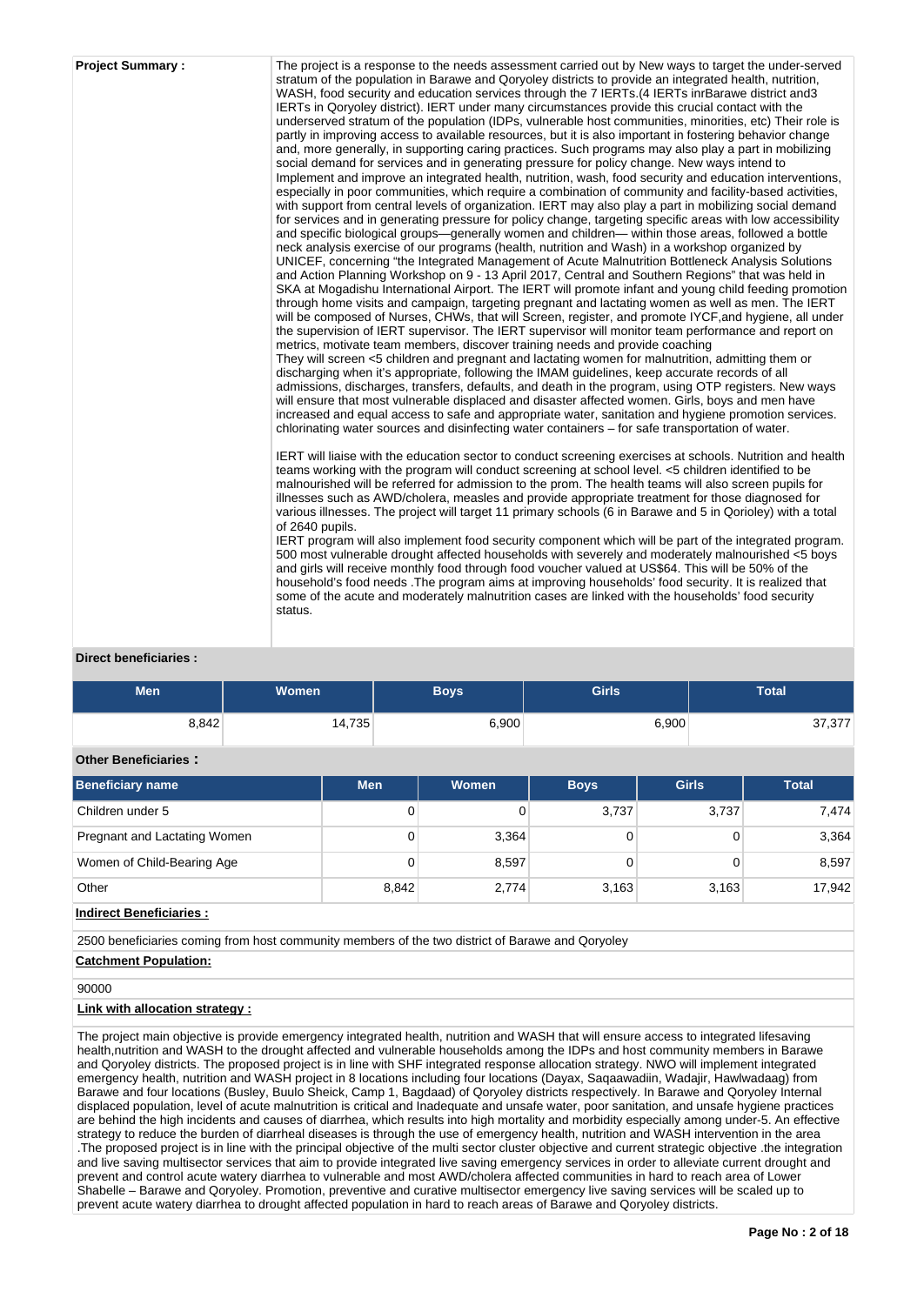**Project Summary :**

The project is a response to the needs assessment carried out by New ways to target the under-served stratum of the population in Barawe and Qoryoley districts to provide an integrated health, nutrition, WASH, food security and education services through the 7 IERTs.(4 IERTs inrBarawe district and3 IERTs in Qoryoley district). IERT under many circumstances provide this crucial contact with the underserved stratum of the population (IDPs, vulnerable host communities, minorities, etc) Their role is partly in improving access to available resources, but it is also important in fostering behavior change and, more generally, in supporting caring practices. Such programs may also play a part in mobilizing social demand for services and in generating pressure for policy change. New ways intend to Implement and improve an integrated health, nutrition, wash, food security and education interventions, especially in poor communities, which require a combination of community and facility-based activities, with support from central levels of organization. IERT may also play a part in mobilizing social demand for services and in generating pressure for policy change, targeting specific areas with low accessibility and specific biological groups—generally women and children— within those areas, followed a bottle neck analysis exercise of our programs (health, nutrition and Wash) in a workshop organized by UNICEF, concerning "the Integrated Management of Acute Malnutrition Bottleneck Analysis Solutions and Action Planning Workshop on 9 - 13 April 2017, Central and Southern Regions" that was held in SKA at Mogadishu International Airport. The IERT will promote infant and young child feeding promotion through home visits and campaign, targeting pregnant and lactating women as well as men. The IERT will be composed of Nurses, CHWs, that will Screen, register, and promote IYCF,and hygiene, all under the supervision of IERT supervisor. The IERT supervisor will monitor team performance and report on metrics, motivate team members, discover training needs and provide coaching
They will screen <5 children and pregnant and lactating women for malnutrition, admitting them or discharging when it's appropriate, following the IMAM guidelines, keep accurate records of all admissions, discharges, transfers, defaults, and death in the program, using OTP registers. New ways will ensure that most vulnerable displaced and disaster affected women. Girls, boys and men have increased and equal access to safe and appropriate water, sanitation and hygiene promotion services. chlorinating water sources and disinfecting water containers – for safe transportation of water.

IERT will liaise with the education sector to conduct screening exercises at schools. Nutrition and health teams working with the program will conduct screening at school level. <5 children identified to be malnourished will be referred for admission to the prom. The health teams will also screen pupils for illnesses such as AWD/cholera, measles and provide appropriate treatment for those diagnosed for various illnesses. The project will target 11 primary schools (6 in Barawe and 5 in Qorioley) with a total of 2640 pupils.
IERT program will also implement food security component which will be part of the integrated program. 500 most vulnerable drought affected households with severely and moderately malnourished <5 boys and girls will receive monthly food through food voucher valued at US$64. This will be 50% of the household's food needs .The program aims at improving households' food security. It is realized that some of the acute and moderately malnutrition cases are linked with the households' food security status.

**Direct beneficiaries :**

| Men | Women | Boys | Girls | Total |
|---|---|---|---|---|
| 8,842 | 14,735 | 6,900 | 6,900 | 37,377 |

**Other Beneficiaries :**

| Beneficiary name | Men | Women | Boys | Girls | Total |
|---|---|---|---|---|---|
| Children under 5 | 0 | 0 | 3,737 | 3,737 | 7,474 |
| Pregnant and Lactating Women | 0 | 3,364 | 0 | 0 | 3,364 |
| Women of Child-Bearing Age | 0 | 8,597 | 0 | 0 | 8,597 |
| Other | 8,842 | 2,774 | 3,163 | 3,163 | 17,942 |

**Indirect Beneficiaries :**

2500 beneficiaries coming from host community members of the two district of Barawe and Qoryoley

**Catchment Population:**

90000

**Link with allocation strategy :**

The project main objective is provide emergency integrated health, nutrition and WASH that will ensure access to integrated lifesaving health,nutrition and WASH to the drought affected and vulnerable households among the IDPs and host community members in Barawe and Qoryoley districts. The proposed project is in line with SHF integrated response allocation strategy. NWO will implement integrated emergency health, nutrition and WASH project in 8 locations including four locations (Dayax, Saqaawadiin, Wadajir, Hawlwadaag) from Barawe and four locations (Busley, Buulo Sheick, Camp 1, Bagdaad) of Qoryoley districts respectively. In Barawe and Qoryoley Internal displaced population, level of acute malnutrition is critical and Inadequate and unsafe water, poor sanitation, and unsafe hygiene practices are behind the high incidents and causes of diarrhea, which results into high mortality and morbidity especially among under-5. An effective strategy to reduce the burden of diarrheal diseases is through the use of emergency health, nutrition and WASH intervention in the area .The proposed project is in line with the principal objective of the multi sector cluster objective and current strategic objective .the integration and live saving multisector services that aim to provide integrated live saving emergency services in order to alleviate current drought and prevent and control acute watery diarrhea to vulnerable and most AWD/cholera affected communities in hard to reach area of Lower Shabelle – Barawe and Qoryoley. Promotion, preventive and curative multisector emergency live saving services will be scaled up to prevent acute watery diarrhea to drought affected population in hard to reach areas of Barawe and Qoryoley districts.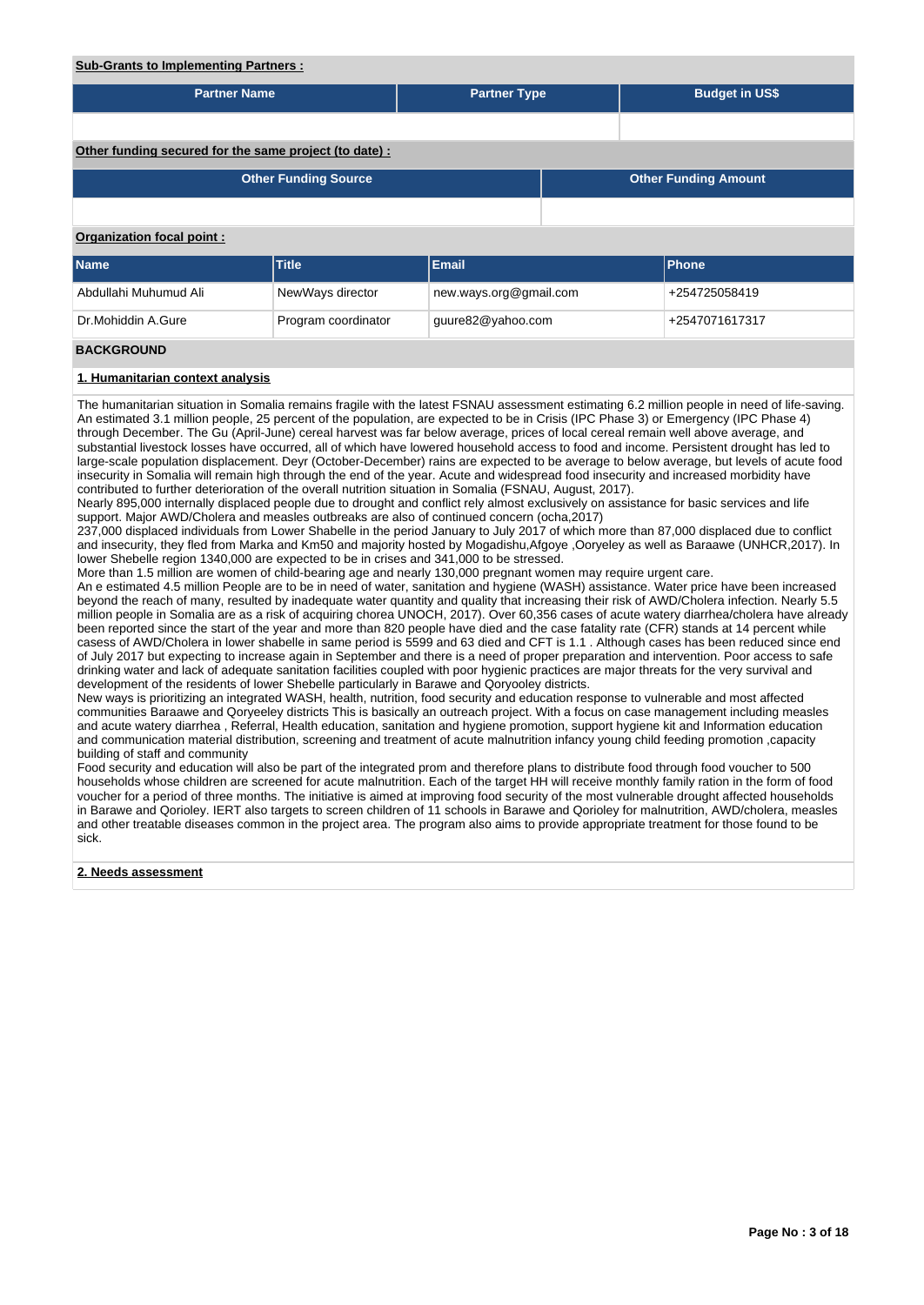**Sub-Grants to Implementing Partners :**

| Partner Name | Partner Type | Budget in US$ |
|---|---|---|
| | | |

**Other funding secured for the same project (to date) :**

| Other Funding Source | Other Funding Amount |
|---|---|
| | |

**Organization focal point :**

| Name | Title | Email | Phone |
|---|---|---|---|
| Abdullahi Muhumud Ali | NewWays director | new.ways.org@gmail.com | +254725058419 |
| Dr.Mohiddin A.Gure | Program coordinator | guure82@yahoo.com | +2547071617317 |

**BACKGROUND**

**1. Humanitarian context analysis**

The humanitarian situation in Somalia remains fragile with the latest FSNAU assessment estimating 6.2 million people in need of life-saving. An estimated 3.1 million people, 25 percent of the population, are expected to be in Crisis (IPC Phase 3) or Emergency (IPC Phase 4) through December. The Gu (April-June) cereal harvest was far below average, prices of local cereal remain well above average, and substantial livestock losses have occurred, all of which have lowered household access to food and income. Persistent drought has led to large-scale population displacement. Deyr (October-December) rains are expected to be average to below average, but levels of acute food insecurity in Somalia will remain high through the end of the year. Acute and widespread food insecurity and increased morbidity have contributed to further deterioration of the overall nutrition situation in Somalia (FSNAU, August, 2017).
Nearly 895,000 internally displaced people due to drought and conflict rely almost exclusively on assistance for basic services and life support. Major AWD/Cholera and measles outbreaks are also of continued concern (ocha,2017)
237,000 displaced individuals from Lower Shabelle in the period January to July 2017 of which more than 87,000 displaced due to conflict and insecurity, they fled from Marka and Km50 and majority hosted by Mogadishu,Afgoye ,Ooryeley as well as Baraawe (UNHCR,2017). In lower Shebelle region 1340,000 are expected to be in crises and 341,000 to be stressed.
More than 1.5 million are women of child-bearing age and nearly 130,000 pregnant women may require urgent care.
An e estimated 4.5 million People are to be in need of water, sanitation and hygiene (WASH) assistance. Water price have been increased beyond the reach of many, resulted by inadequate water quantity and quality that increasing their risk of AWD/Cholera infection. Nearly 5.5 million people in Somalia are as a risk of acquiring chorea UNOCH, 2017). Over 60,356 cases of acute watery diarrhea/cholera have already been reported since the start of the year and more than 820 people have died and the case fatality rate (CFR) stands at 14 percent while casess of AWD/Cholera in lower shabelle in same period is 5599 and 63 died and CFT is 1.1 . Although cases has been reduced since end of July 2017 but expecting to increase again in September and there is a need of proper preparation and intervention. Poor access to safe drinking water and lack of adequate sanitation facilities coupled with poor hygienic practices are major threats for the very survival and development of the residents of lower Shebelle particularly in Barawe and Qoryooley districts.
New ways is prioritizing an integrated WASH, health, nutrition, food security and education response to vulnerable and most affected communities Baraawe and Qoryeeley districts This is basically an outreach project. With a focus on case management including measles and acute watery diarrhea , Referral, Health education, sanitation and hygiene promotion, support hygiene kit and Information education and communication material distribution, screening and treatment of acute malnutrition infancy young child feeding promotion ,capacity building of staff and community
Food security and education will also be part of the integrated prom and therefore plans to distribute food through food voucher to 500 households whose children are screened for acute malnutrition. Each of the target HH will receive monthly family ration in the form of food voucher for a period of three months. The initiative is aimed at improving food security of the most vulnerable drought affected households in Barawe and Qorioley. IERT also targets to screen children of 11 schools in Barawe and Qorioley for malnutrition, AWD/cholera, measles and other treatable diseases common in the project area. The program also aims to provide appropriate treatment for those found to be sick.

**2. Needs assessment**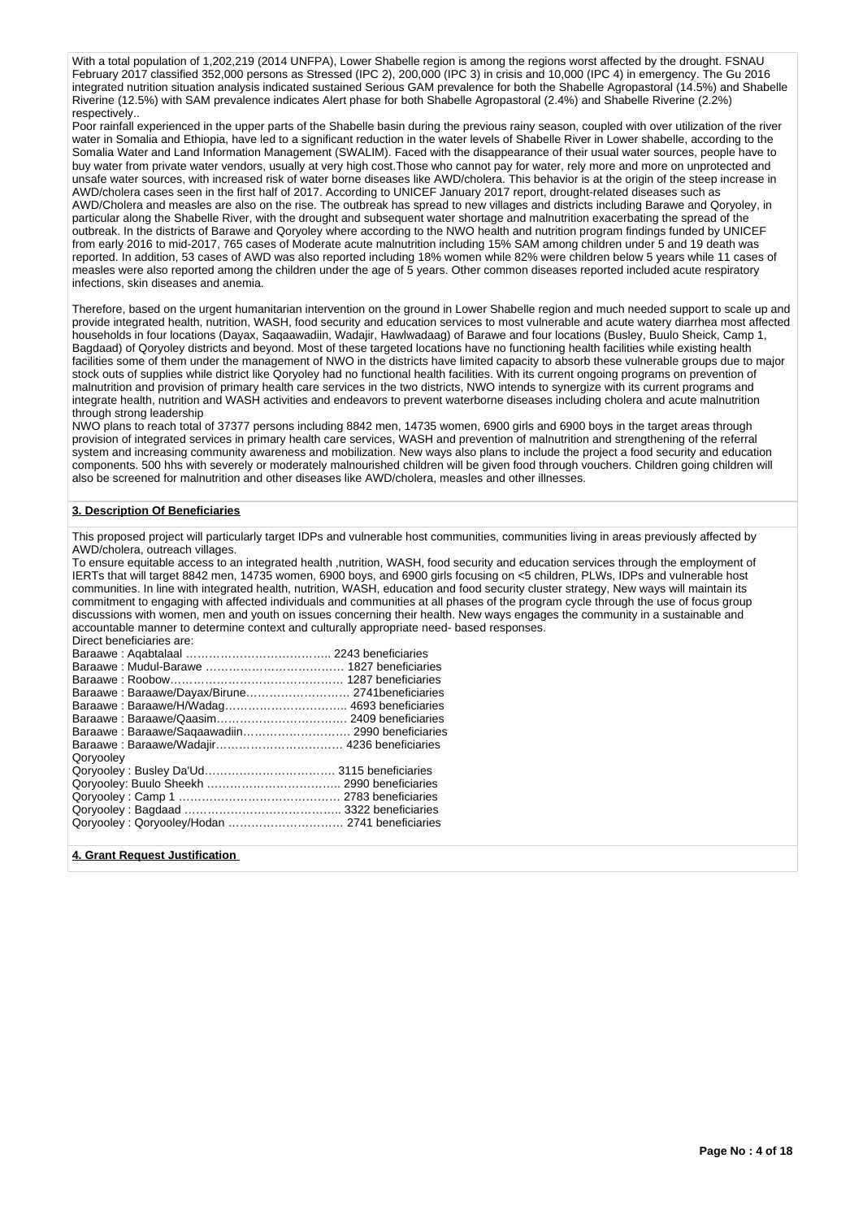With a total population of 1,202,219 (2014 UNFPA), Lower Shabelle region is among the regions worst affected by the drought. FSNAU February 2017 classified 352,000 persons as Stressed (IPC 2), 200,000 (IPC 3) in crisis and 10,000 (IPC 4) in emergency. The Gu 2016 integrated nutrition situation analysis indicated sustained Serious GAM prevalence for both the Shabelle Agropastoral (14.5%) and Shabelle Riverine (12.5%) with SAM prevalence indicates Alert phase for both Shabelle Agropastoral (2.4%) and Shabelle Riverine (2.2%) respectively..

Poor rainfall experienced in the upper parts of the Shabelle basin during the previous rainy season, coupled with over utilization of the river water in Somalia and Ethiopia, have led to a significant reduction in the water levels of Shabelle River in Lower shabelle, according to the Somalia Water and Land Information Management (SWALIM). Faced with the disappearance of their usual water sources, people have to buy water from private water vendors, usually at very high cost.Those who cannot pay for water, rely more and more on unprotected and unsafe water sources, with increased risk of water borne diseases like AWD/cholera. This behavior is at the origin of the steep increase in AWD/cholera cases seen in the first half of 2017. According to UNICEF January 2017 report, drought-related diseases such as AWD/Cholera and measles are also on the rise. The outbreak has spread to new villages and districts including Barawe and Qoryoley, in particular along the Shabelle River, with the drought and subsequent water shortage and malnutrition exacerbating the spread of the outbreak. In the districts of Barawe and Qoryoley where according to the NWO health and nutrition program findings funded by UNICEF from early 2016 to mid-2017, 765 cases of Moderate acute malnutrition including 15% SAM among children under 5 and 19 death was reported. In addition, 53 cases of AWD was also reported including 18% women while 82% were children below 5 years while 11 cases of measles were also reported among the children under the age of 5 years. Other common diseases reported included acute respiratory infections, skin diseases and anemia.

Therefore, based on the urgent humanitarian intervention on the ground in Lower Shabelle region and much needed support to scale up and provide integrated health, nutrition, WASH, food security and education services to most vulnerable and acute watery diarrhea most affected households in four locations (Dayax, Saqaawadiin, Wadajir, Hawlwadaag) of Barawe and four locations (Busley, Buulo Sheick, Camp 1, Bagdaad) of Qoryoley districts and beyond. Most of these targeted locations have no functioning health facilities while existing health facilities some of them under the management of NWO in the districts have limited capacity to absorb these vulnerable groups due to major stock outs of supplies while district like Qoryoley had no functional health facilities. With its current ongoing programs on prevention of malnutrition and provision of primary health care services in the two districts, NWO intends to synergize with its current programs and integrate health, nutrition and WASH activities and endeavors to prevent waterborne diseases including cholera and acute malnutrition through strong leadership

NWO plans to reach total of 37377 persons including 8842 men, 14735 women, 6900 girls and 6900 boys in the target areas through provision of integrated services in primary health care services, WASH and prevention of malnutrition and strengthening of the referral system and increasing community awareness and mobilization. New ways also plans to include the project a food security and education components. 500 hhs with severely or moderately malnourished children will be given food through vouchers. Children going children will also be screened for malnutrition and other diseases like AWD/cholera, measles and other illnesses.

## 3. Description Of Beneficiaries

This proposed project will particularly target IDPs and vulnerable host communities, communities living in areas previously affected by AWD/cholera, outreach villages.

To ensure equitable access to an integrated health ,nutrition, WASH, food security and education services through the employment of IERTs that will target 8842 men, 14735 women, 6900 boys, and 6900 girls focusing on <5 children, PLWs, IDPs and vulnerable host communities. In line with integrated health, nutrition, WASH, education and food security cluster strategy, New ways will maintain its commitment to engaging with affected individuals and communities at all phases of the program cycle through the use of focus group discussions with women, men and youth on issues concerning their health. New ways engages the community in a sustainable and accountable manner to determine context and culturally appropriate need- based responses.

Direct beneficiaries are:

Baraawe : Aqabtalaal ……………………………….. 2243 beneficiaries
Baraawe : Mudul-Barawe ……………………………… 1827 beneficiaries
Baraawe : Roobow……………………………………… 1287 beneficiaries
Baraawe : Baraawe/Dayax/Birune……………………… 2741beneficiaries
Baraawe : Baraawe/H/Wadag………………………….. 4693 beneficiaries
Baraawe : Baraawe/Qaasim…………………………… 2409 beneficiaries
Baraawe : Baraawe/Saqaawadiin……………………… 2990 beneficiaries
Baraawe : Baraawe/Wadajir…………………………… 4236 beneficiaries
Qoryooley
Qoryooley : Busley Da'Ud……………………………. 3115 beneficiaries
Qoryooley: Buulo Sheekh …………………………….. 2990 beneficiaries
Qoryooley : Camp 1 …………………………………… 2783 beneficiaries
Qoryooley : Bagdaad ………………………………….. 3322 beneficiaries
Qoryooley : Qoryooley/Hodan ………………………… 2741 beneficiaries

## 4. Grant Request Justification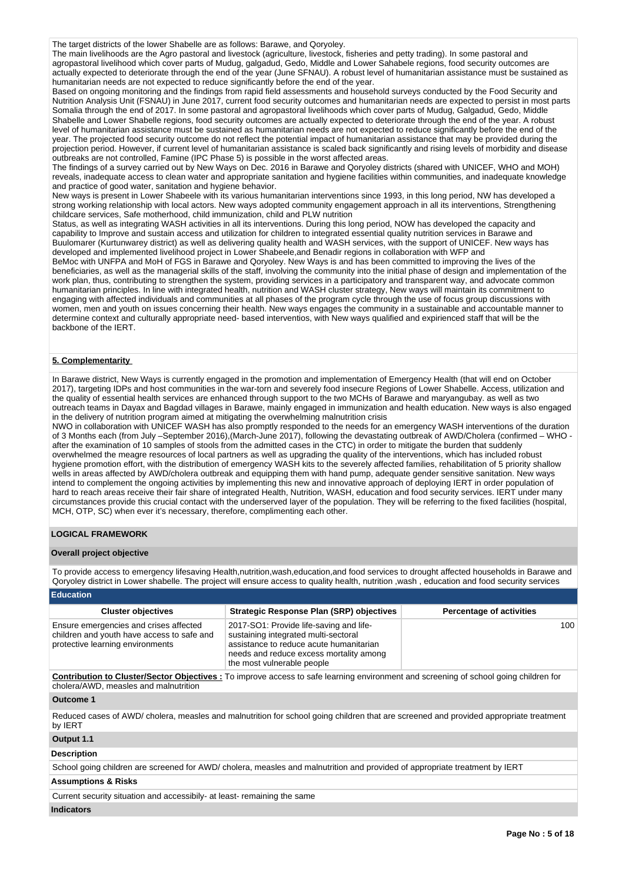The target districts of the lower Shabelle are as follows: Barawe, and Qoryoley.

The main livelihoods are the Agro pastoral and livestock (agriculture, livestock, fisheries and petty trading). In some pastoral and agropastoral livelihood which cover parts of Mudug, galgadud, Gedo, Middle and Lower Sahabele regions, food security outcomes are actually expected to deteriorate through the end of the year (June SFNAU). A robust level of humanitarian assistance must be sustained as humanitarian needs are not expected to reduce significantly before the end of the year.

Based on ongoing monitoring and the findings from rapid field assessments and household surveys conducted by the Food Security and Nutrition Analysis Unit (FSNAU) in June 2017, current food security outcomes and humanitarian needs are expected to persist in most parts Somalia through the end of 2017. In some pastoral and agropastoral livelihoods which cover parts of Mudug, Galgadud, Gedo, Middle Shabelle and Lower Shabelle regions, food security outcomes are actually expected to deteriorate through the end of the year. A robust level of humanitarian assistance must be sustained as humanitarian needs are not expected to reduce significantly before the end of the year. The projected food security outcome do not reflect the potential impact of humanitarian assistance that may be provided during the projection period. However, if current level of humanitarian assistance is scaled back significantly and rising levels of morbidity and disease outbreaks are not controlled, Famine (IPC Phase 5) is possible in the worst affected areas.

The findings of a survey carried out by New Ways on Dec. 2016 in Barawe and Qoryoley districts (shared with UNICEF, WHO and MOH) reveals, inadequate access to clean water and appropriate sanitation and hygiene facilities within communities, and inadequate knowledge and practice of good water, sanitation and hygiene behavior.

New ways is present in Lower Shabeele with its various humanitarian interventions since 1993, in this long period, NW has developed a strong working relationship with local actors. New ways adopted community engagement approach in all its interventions, Strengthening childcare services, Safe motherhood, child immunization, child and PLW nutrition

Status, as well as integrating WASH activities in all its interventions. During this long period, NOW has developed the capacity and capability to Improve and sustain access and utilization for children to integrated essential quality nutrition services in Barawe and Buulomarer (Kurtunwarey district) as well as delivering quality health and WASH services, with the support of UNICEF. New ways has developed and implemented livelihood project in Lower Shabeele,and Benadir regions in collaboration with WFP and

BeMoc with UNFPA and MoH of FGS in Barawe and Qoryoley. New Ways is and has been committed to improving the lives of the beneficiaries, as well as the managerial skills of the staff, involving the community into the initial phase of design and implementation of the work plan, thus, contributing to strengthen the system, providing services in a participatory and transparent way, and advocate common humanitarian principles. In line with integrated health, nutrition and WASH cluster strategy, New ways will maintain its commitment to engaging with affected individuals and communities at all phases of the program cycle through the use of focus group discussions with women, men and youth on issues concerning their health. New ways engages the community in a sustainable and accountable manner to determine context and culturally appropriate need- based interventios, with New ways qualified and expirienced staff that will be the backbone of the IERT.

**5. Complementarity**

In Barawe district, New Ways is currently engaged in the promotion and implementation of Emergency Health (that will end on October 2017), targeting IDPs and host communities in the war-torn and severely food insecure Regions of Lower Shabelle. Access, utilization and the quality of essential health services are enhanced through support to the two MCHs of Barawe and maryangubay. as well as two outreach teams in Dayax and Bagdad villages in Barawe, mainly engaged in immunization and health education. New ways is also engaged in the delivery of nutrition program aimed at mitigating the overwhelming malnutrition crisis

NWO in collaboration with UNICEF WASH has also promptly responded to the needs for an emergency WASH interventions of the duration of 3 Months each (from July –September 2016),(March-June 2017), following the devastating outbreak of AWD/Cholera (confirmed – WHO - after the examination of 10 samples of stools from the admitted cases in the CTC) in order to mitigate the burden that suddenly overwhelmed the meagre resources of local partners as well as upgrading the quality of the interventions, which has included robust hygiene promotion effort, with the distribution of emergency WASH kits to the severely affected families, rehabilitation of 5 priority shallow wells in areas affected by AWD/cholera outbreak and equipping them with hand pump, adequate gender sensitive sanitation. New ways intend to complement the ongoing activities by implementing this new and innovative approach of deploying IERT in order population of hard to reach areas receive their fair share of integrated Health, Nutrition, WASH, education and food security services. IERT under many circumstances provide this crucial contact with the underserved layer of the population. They will be referring to the fixed facilities (hospital, MCH, OTP, SC) when ever it's necessary, therefore, complimenting each other.

## LOGICAL FRAMEWORK

### Overall project objective

To provide access to emergency lifesaving Health,nutrition,wash,education,and food services to drought affected households in Barawe and Qoryoley district in Lower shabelle. The project will ensure access to quality health, nutrition ,wash , education and food security services

### Education

| Cluster objectives | Strategic Response Plan (SRP) objectives | Percentage of activities |
|---|---|---|
| Ensure emergencies and crises affected children and youth have access to safe and protective learning environments | 2017-SO1: Provide life-saving and life-sustaining integrated multi-sectoral assistance to reduce acute humanitarian needs and reduce excess mortality among the most vulnerable people | 100 |

**Contribution to Cluster/Sector Objectives :** To improve access to safe learning environment and screening of school going children for cholera/AWD, measles and malnutrition

**Outcome 1**

Reduced cases of AWD/ cholera, measles and malnutrition for school going children that are screened and provided appropriate treatment by IERT

**Output 1.1**

**Description**

School going children are screened for AWD/ cholera, measles and malnutrition and provided of appropriate treatment by IERT

**Assumptions & Risks**

Current security situation and accessibily- at least- remaining the same

**Indicators**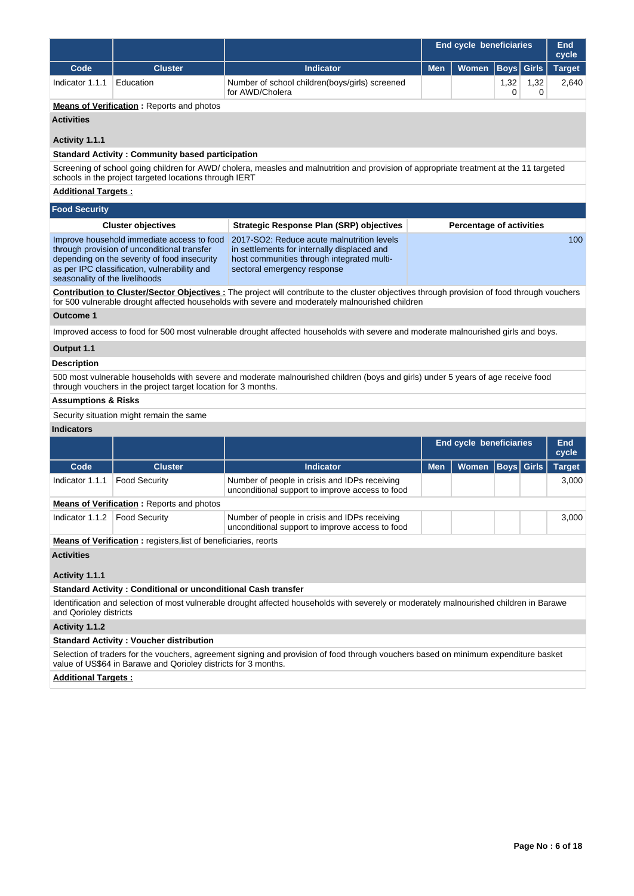| | | | End cycle beneficiaries | | | | End cycle |
|---|---|---|---|---|---|---|---|
| **Code** | **Cluster** | **Indicator** | **Men** | **Women** | **Boys** | **Girls** | **Target** |
| Indicator 1.1.1 | Education | Number of school children(boys/girls) screened for AWD/Cholera | | | 1,320 | 1,320 | 2,640 |

**Means of Verification :** Reports and photos

**Activities**

**Activity 1.1.1**

**Standard Activity : Community based participation**

Screening of school going children for AWD/ cholera, measles and malnutrition and provision of appropriate treatment at the 11 targeted schools in the project targeted locations through IERT

**Additional Targets :**

## Food Security

| Cluster objectives | Strategic Response Plan (SRP) objectives | Percentage of activities |
|---|---|---|
| Improve household immediate access to food through provision of unconditional transfer depending on the severity of food insecurity as per IPC classification, vulnerability and seasonality of the livelihoods | 2017-SO2: Reduce acute malnutrition levels in settlements for internally displaced and host communities through integrated multi-sectoral emergency response | 100 |

**Contribution to Cluster/Sector Objectives :** The project will contribute to the cluster objectives through provision of food through vouchers for 500 vulnerable drought affected households with severe and moderately malnourished children

**Outcome 1**

Improved access to food for 500 most vulnerable drought affected households with severe and moderate malnourished girls and boys.

**Output 1.1**

**Description**

500 most vulnerable households with severe and moderate malnourished children (boys and girls) under 5 years of age receive food through vouchers in the project target location for 3 months.

**Assumptions & Risks**

Security situation might remain the same

**Indicators**

| | | | End cycle beneficiaries | | | | End cycle |
|---|---|---|---|---|---|---|---|
| **Code** | **Cluster** | **Indicator** | **Men** | **Women** | **Boys** | **Girls** | **Target** |
| Indicator 1.1.1 | Food Security | Number of people in crisis and IDPs receiving unconditional support to improve access to food | | | | | 3,000 |
| **Means of Verification :** Reports and photos | | | | | | | |
| Indicator 1.1.2 | Food Security | Number of people in crisis and IDPs receiving unconditional support to improve access to food | | | | | 3,000 |

**Means of Verification :** registers,list of beneficiaries, reorts

**Activities**

**Activity 1.1.1**

**Standard Activity : Conditional or unconditional Cash transfer**

Identification and selection of most vulnerable drought affected households with severely or moderately malnourished children in Barawe and Qorioley districts

**Activity 1.1.2**

**Standard Activity : Voucher distribution**

Selection of traders for the vouchers, agreement signing and provision of food through vouchers based on minimum expenditure basket value of US$64 in Barawe and Qorioley districts for 3 months.

**Additional Targets :**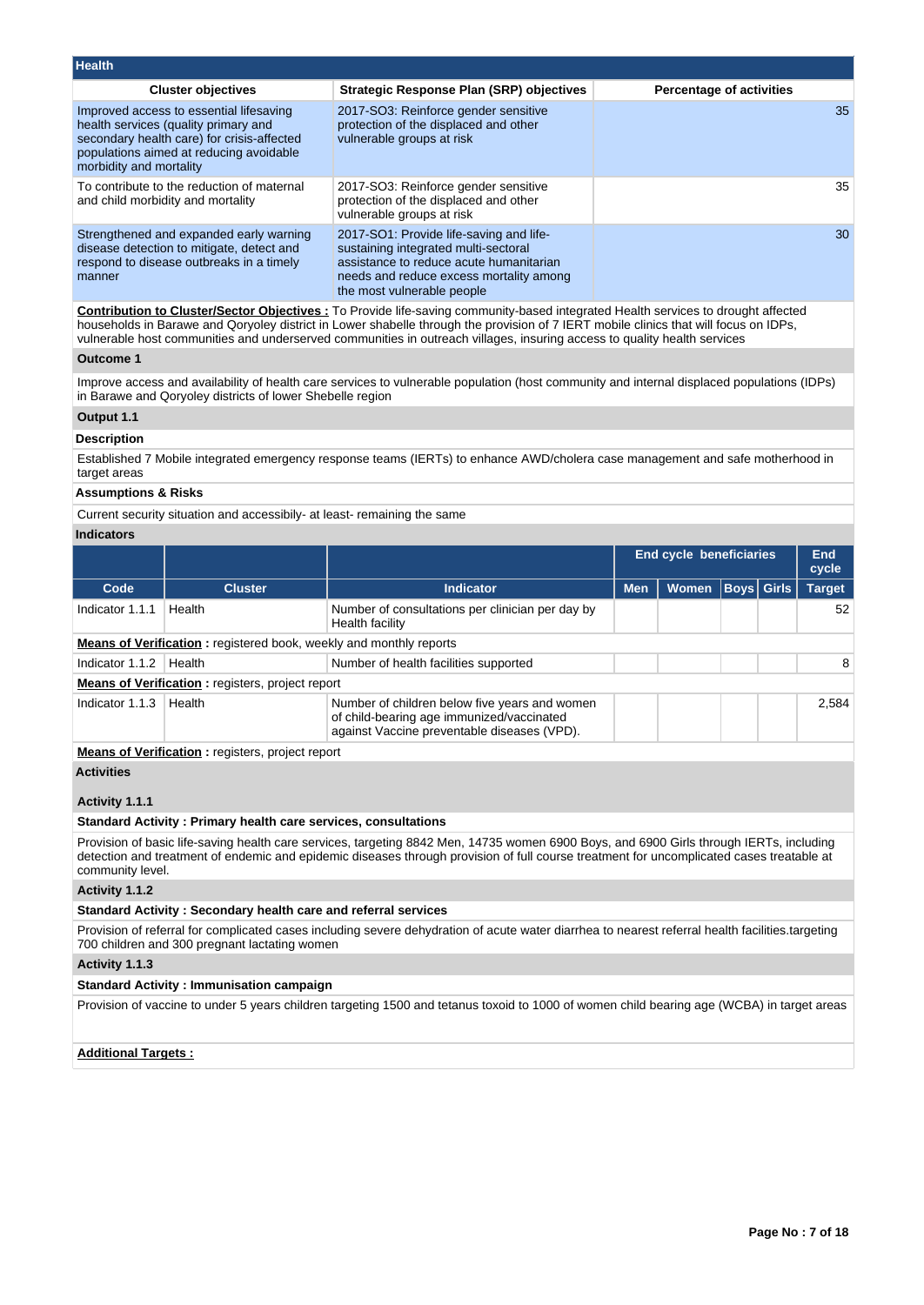## Health

| Cluster objectives | Strategic Response Plan (SRP) objectives | Percentage of activities |
|---|---|---|
| Improved access to essential lifesaving health services (quality primary and secondary health care) for crisis-affected populations aimed at reducing avoidable morbidity and mortality | 2017-SO3: Reinforce gender sensitive protection of the displaced and other vulnerable groups at risk | 35 |
| To contribute to the reduction of maternal and child morbidity and mortality | 2017-SO3: Reinforce gender sensitive protection of the displaced and other vulnerable groups at risk | 35 |
| Strengthened and expanded early warning disease detection to mitigate, detect and respond to disease outbreaks in a timely manner | 2017-SO1: Provide life-saving and life-sustaining integrated multi-sectoral assistance to reduce acute humanitarian needs and reduce excess mortality among the most vulnerable people | 30 |

**Contribution to Cluster/Sector Objectives :** To Provide life-saving community-based integrated Health services to drought affected households in Barawe and Qoryoley district in Lower shabelle through the provision of 7 IERT mobile clinics that will focus on IDPs, vulnerable host communities and underserved communities in outreach villages, insuring access to quality health services

**Outcome 1**

Improve access and availability of health care services to vulnerable population (host community and internal displaced populations (IDPs) in Barawe and Qoryoley districts of lower Shebelle region

**Output 1.1**

**Description**

Established 7 Mobile integrated emergency response teams (IERTs) to enhance AWD/cholera case management and safe motherhood in target areas

**Assumptions & Risks**

Current security situation and accessibily- at least- remaining the same

**Indicators**

| | | | End cycle beneficiaries | | | | End cycle |
|---|---|---|---|---|---|---|---|
| Code | Cluster | Indicator | Men | Women | Boys | Girls | Target |
| Indicator 1.1.1 | Health | Number of consultations per clinician per day by Health facility | | | | | 52 |
| **Means of Verification :** registered book, weekly and monthly reports | | | | | | | |
| Indicator 1.1.2 | Health | Number of health facilities supported | | | | | 8 |
| **Means of Verification :** registers, project report | | | | | | | |
| Indicator 1.1.3 | Health | Number of children below five years and women of child-bearing age immunized/vaccinated against Vaccine preventable diseases (VPD). | | | | | 2,584 |
| **Means of Verification :** registers, project report | | | | | | | |

**Activities**

**Activity 1.1.1**

**Standard Activity : Primary health care services, consultations**

Provision of basic life-saving health care services, targeting 8842 Men, 14735 women 6900 Boys, and 6900 Girls through IERTs, including detection and treatment of endemic and epidemic diseases through provision of full course treatment for uncomplicated cases treatable at community level.

**Activity 1.1.2**

**Standard Activity : Secondary health care and referral services**

Provision of referral for complicated cases including severe dehydration of acute water diarrhea to nearest referral health facilities.targeting 700 children and 300 pregnant lactating women

**Activity 1.1.3**

**Standard Activity : Immunisation campaign**

Provision of vaccine to under 5 years children targeting 1500 and tetanus toxoid to 1000 of women child bearing age (WCBA) in target areas

**Additional Targets :**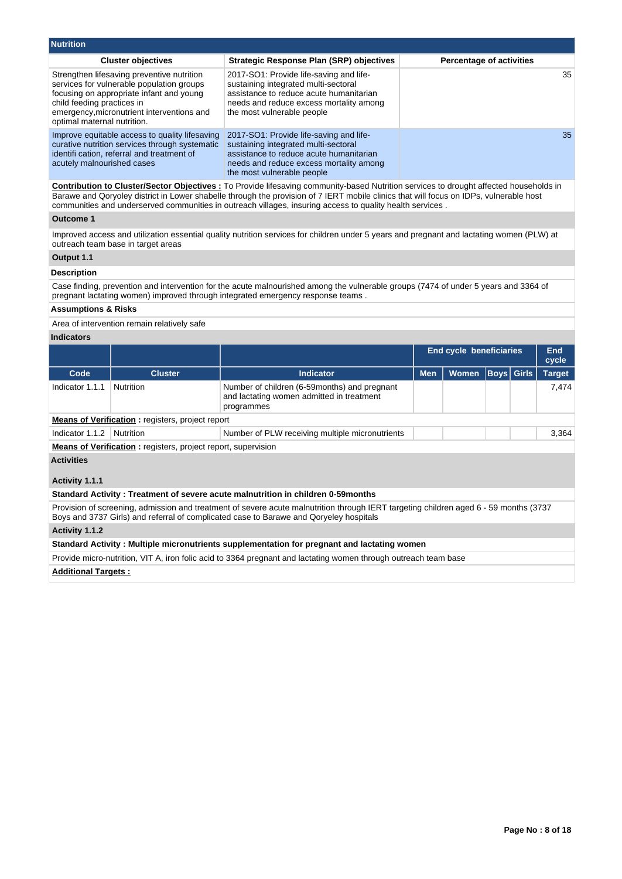## Nutrition

| Cluster objectives | Strategic Response Plan (SRP) objectives | Percentage of activities |
|---|---|---|
| Strengthen lifesaving preventive nutrition services for vulnerable population groups focusing on appropriate infant and young child feeding practices in emergency,micronutrient interventions and optimal maternal nutrition. | 2017-SO1: Provide life-saving and life-sustaining integrated multi-sectoral assistance to reduce acute humanitarian needs and reduce excess mortality among the most vulnerable people | 35 |
| Improve equitable access to quality lifesaving curative nutrition services through systematic identifi cation, referral and treatment of acutely malnourished cases | 2017-SO1: Provide life-saving and life-sustaining integrated multi-sectoral assistance to reduce acute humanitarian needs and reduce excess mortality among the most vulnerable people | 35 |

**Contribution to Cluster/Sector Objectives :** To Provide lifesaving community-based Nutrition services to drought affected households in Barawe and Qoryoley district in Lower shabelle through the provision of 7 IERT mobile clinics that will focus on IDPs, vulnerable host communities and underserved communities in outreach villages, insuring access to quality health services .

### Outcome 1

Improved access and utilization essential quality nutrition services for children under 5 years and pregnant and lactating women (PLW) at outreach team base in target areas

### Output 1.1

**Description**

Case finding, prevention and intervention for the acute malnourished among the vulnerable groups (7474 of under 5 years and 3364 of pregnant lactating women) improved through integrated emergency response teams .

**Assumptions & Risks**

Area of intervention remain relatively safe

**Indicators**

| | | | End cycle beneficiaries | | | | End cycle |
|---|---|---|---|---|---|---|---|
| Code | Cluster | Indicator | Men | Women | Boys | Girls | Target |
| Indicator 1.1.1 | Nutrition | Number of children (6-59months) and pregnant and lactating women admitted in treatment programmes | | | | | 7,474 |

**Means of Verification :** registers, project report

| Code | Cluster | Indicator | Men | Women | Boys | Girls | Target |
|---|---|---|---|---|---|---|---|
| Indicator 1.1.2 | Nutrition | Number of PLW receiving multiple micronutrients | | | | | 3,364 |

**Means of Verification :** registers, project report, supervision

**Activities**

**Activity 1.1.1**

**Standard Activity : Treatment of severe acute malnutrition in children 0-59months**

Provision of screening, admission and treatment of severe acute malnutrition through IERT targeting children aged 6 - 59 months (3737 Boys and 3737 Girls) and referral of complicated case to Barawe and Qoryeley hospitals

**Activity 1.1.2**

**Standard Activity : Multiple micronutrients supplementation for pregnant and lactating women**

Provide micro-nutrition, VIT A, iron folic acid to 3364 pregnant and lactating women through outreach team base

**Additional Targets :**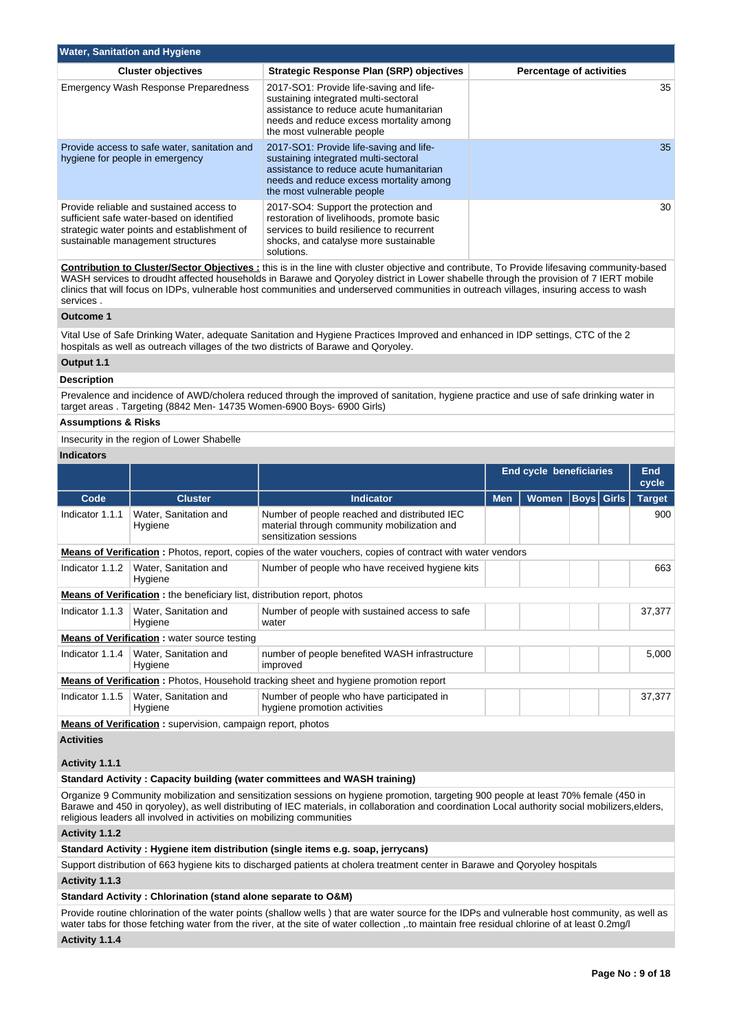## Water, Sanitation and Hygiene

| Cluster objectives | Strategic Response Plan (SRP) objectives | Percentage of activities |
|---|---|---|
| Emergency Wash Response Preparedness | 2017-SO1: Provide life-saving and life-sustaining integrated multi-sectoral assistance to reduce acute humanitarian needs and reduce excess mortality among the most vulnerable people | 35 |
| Provide access to safe water, sanitation and hygiene for people in emergency | 2017-SO1: Provide life-saving and life-sustaining integrated multi-sectoral assistance to reduce acute humanitarian needs and reduce excess mortality among the most vulnerable people | 35 |
| Provide reliable and sustained access to sufficient safe water-based on identified strategic water points and establishment of sustainable management structures | 2017-SO4: Support the protection and restoration of livelihoods, promote basic services to build resilience to recurrent shocks, and catalyse more sustainable solutions. | 30 |

**Contribution to Cluster/Sector Objectives :** this is in the line with cluster objective and contribute, To Provide lifesaving community-based WASH services to droudht affected households in Barawe and Qoryoley district in Lower shabelle through the provision of 7 IERT mobile clinics that will focus on IDPs, vulnerable host communities and underserved communities in outreach villages, insuring access to wash services .

**Outcome 1**

Vital Use of Safe Drinking Water, adequate Sanitation and Hygiene Practices Improved and enhanced in IDP settings, CTC of the 2 hospitals as well as outreach villages of the two districts of Barawe and Qoryoley.

**Output 1.1**

**Description**

Prevalence and incidence of AWD/cholera reduced through the improved of sanitation, hygiene practice and use of safe drinking water in target areas . Targeting (8842 Men- 14735 Women-6900 Boys- 6900 Girls)

**Assumptions & Risks**

Insecurity in the region of Lower Shabelle

**Indicators**

| | | | End cycle beneficiaries | | | | End cycle |
|---|---|---|---|---|---|---|---|
| Code | Cluster | Indicator | Men | Women | Boys | Girls | Target |
| Indicator 1.1.1 | Water, Sanitation and Hygiene | Number of people reached and distributed IEC material through community mobilization and sensitization sessions | | | | | 900 |
| **Means of Verification :** Photos, report, copies of the water vouchers, copies of contract with water vendors | | | | | | | |
| Indicator 1.1.2 | Water, Sanitation and Hygiene | Number of people who have received hygiene kits | | | | | 663 |
| **Means of Verification :** the beneficiary list, distribution report, photos | | | | | | | |
| Indicator 1.1.3 | Water, Sanitation and Hygiene | Number of people with sustained access to safe water | | | | | 37,377 |
| **Means of Verification :** water source testing | | | | | | | |
| Indicator 1.1.4 | Water, Sanitation and Hygiene | number of people benefited WASH infrastructure improved | | | | | 5,000 |
| **Means of Verification :** Photos, Household tracking sheet and hygiene promotion report | | | | | | | |
| Indicator 1.1.5 | Water, Sanitation and Hygiene | Number of people who have participated in hygiene promotion activities | | | | | 37,377 |
| **Means of Verification :** supervision, campaign report, photos | | | | | | | |

**Activities**

**Activity 1.1.1**

**Standard Activity : Capacity building (water committees and WASH training)**

Organize 9 Community mobilization and sensitization sessions on hygiene promotion, targeting 900 people at least 70% female (450 in Barawe and 450 in qoryoley), as well distributing of IEC materials, in collaboration and coordination Local authority social mobilizers,elders, religious leaders all involved in activities on mobilizing communities

**Activity 1.1.2**

**Standard Activity : Hygiene item distribution (single items e.g. soap, jerrycans)**

Support distribution of 663 hygiene kits to discharged patients at cholera treatment center in Barawe and Qoryoley hospitals

**Activity 1.1.3**

**Standard Activity : Chlorination (stand alone separate to O&M)**

Provide routine chlorination of the water points (shallow wells ) that are water source for the IDPs and vulnerable host community, as well as water tabs for those fetching water from the river, at the site of water collection ,.to maintain free residual chlorine of at least 0.2mg/l

**Activity 1.1.4**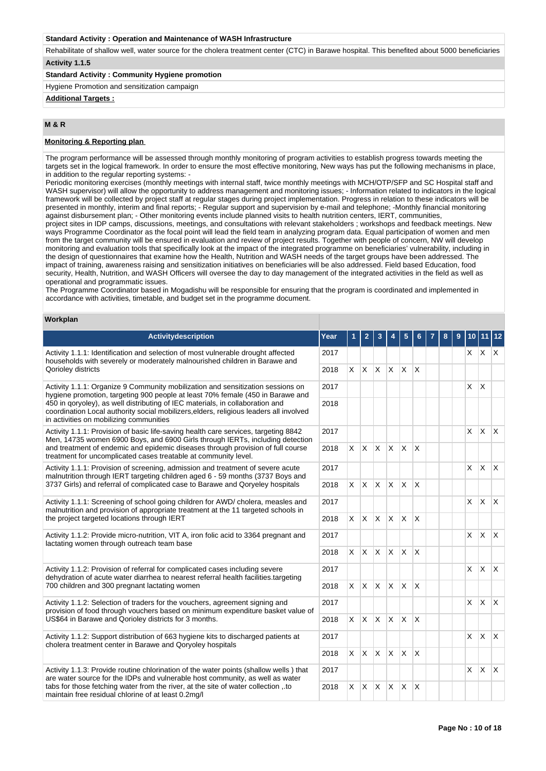**Standard Activity : Operation and Maintenance of WASH Infrastructure**

Rehabilitate of shallow well, water source for the cholera treatment center (CTC) in Barawe hospital. This benefited about 5000 beneficiaries

**Activity 1.1.5**

**Standard Activity : Community Hygiene promotion**

Hygiene Promotion and sensitization campaign

**Additional Targets :**

## M & R

### Monitoring & Reporting plan

The program performance will be assessed through monthly monitoring of program activities to establish progress towards meeting the targets set in the logical framework. In order to ensure the most effective monitoring, New ways has put the following mechanisms in place, in addition to the regular reporting systems: -
Periodic monitoring exercises (monthly meetings with internal staff, twice monthly meetings with MCH/OTP/SFP and SC Hospital staff and WASH supervisor) will allow the opportunity to address management and monitoring issues; - Information related to indicators in the logical framework will be collected by project staff at regular stages during project implementation. Progress in relation to these indicators will be presented in monthly, interim and final reports; - Regular support and supervision by e-mail and telephone; -Monthly financial monitoring against disbursement plan; - Other monitoring events include planned visits to health nutrition centers, IERT, communities,
project sites in IDP camps, discussions, meetings, and consultations with relevant stakeholders ; workshops and feedback meetings. New ways Programme Coordinator as the focal point will lead the field team in analyzing program data. Equal participation of women and men from the target community will be ensured in evaluation and review of project results. Together with people of concern, NW will develop monitoring and evaluation tools that specifically look at the impact of the integrated programme on beneficiaries' vulnerability, including in the design of questionnaires that examine how the Health, Nutrition and WASH needs of the target groups have been addressed. The impact of training, awareness raising and sensitization initiatives on beneficiaries will be also addressed. Field based Education, food security, Health, Nutrition, and WASH Officers will oversee the day to day management of the integrated activities in the field as well as operational and programmatic issues.
The Programme Coordinator based in Mogadishu will be responsible for ensuring that the program is coordinated and implemented in accordance with activities, timetable, and budget set in the programme document.

### Workplan

| Activitydescription | Year | 1 | 2 | 3 | 4 | 5 | 6 | 7 | 8 | 9 | 10 | 11 | 12 |
|---|---|---|---|---|---|---|---|---|---|---|---|---|---|
| Activity 1.1.1: Identification and selection of most vulnerable drought affected households with severely or moderately malnourished children in Barawe and Qorioley districts | 2017 | | | | | | | | | | X | X | X |
| | 2018 | X | X | X | X | X | X | | | | | | |
| Activity 1.1.1: Organize 9 Community mobilization and sensitization sessions on hygiene promotion, targeting 900 people at least 70% female (450 in Barawe and 450 in qoryoley), as well distributing of IEC materials, in collaboration and coordination Local authority social mobilizers,elders, religious leaders all involved in activities on mobilizing communities | 2017 | | | | | | | | | | X | X | |
| | 2018 | | | | | | | | | | | | |
| Activity 1.1.1: Provision of basic life-saving health care services, targeting 8842 Men, 14735 women 6900 Boys, and 6900 Girls through IERTs, including detection and treatment of endemic and epidemic diseases through provision of full course treatment for uncomplicated cases treatable at community level. | 2017 | | | | | | | | | | X | X | X |
| | 2018 | X | X | X | X | X | X | | | | | | |
| Activity 1.1.1: Provision of screening, admission and treatment of severe acute malnutrition through IERT targeting children aged 6 - 59 months (3737 Boys and 3737 Girls) and referral of complicated case to Barawe and Qoryeley hospitals | 2017 | | | | | | | | | | X | X | X |
| | 2018 | X | X | X | X | X | X | | | | | | |
| Activity 1.1.1: Screening of school going children for AWD/ cholera, measles and malnutrition and provision of appropriate treatment at the 11 targeted schools in the project targeted locations through IERT | 2017 | | | | | | | | | | X | X | X |
| | 2018 | X | X | X | X | X | X | | | | | | |
| Activity 1.1.2: Provide micro-nutrition, VIT A, iron folic acid to 3364 pregnant and lactating women through outreach team base | 2017 | | | | | | | | | | X | X | X |
| | 2018 | X | X | X | X | X | X | | | | | | |
| Activity 1.1.2: Provision of referral for complicated cases including severe dehydration of acute water diarrhea to nearest referral health facilities.targeting 700 children and 300 pregnant lactating women | 2017 | | | | | | | | | | X | X | X |
| | 2018 | X | X | X | X | X | X | | | | | | |
| Activity 1.1.2: Selection of traders for the vouchers, agreement signing and provision of food through vouchers based on minimum expenditure basket value of US$64 in Barawe and Qorioley districts for 3 months. | 2017 | | | | | | | | | | X | X | X |
| | 2018 | X | X | X | X | X | X | | | | | | |
| Activity 1.1.2: Support distribution of 663 hygiene kits to discharged patients at cholera treatment center in Barawe and Qoryoley hospitals | 2017 | | | | | | | | | | X | X | X |
| | 2018 | X | X | X | X | X | X | | | | | | |
| Activity 1.1.3: Provide routine chlorination of the water points (shallow wells ) that are water source for the IDPs and vulnerable host community, as well as water tabs for those fetching water from the river, at the site of water collection ,.to maintain free residual chlorine of at least 0.2mg/l | 2017 | | | | | | | | | | X | X | X |
| | 2018 | X | X | X | X | X | X | | | | | | |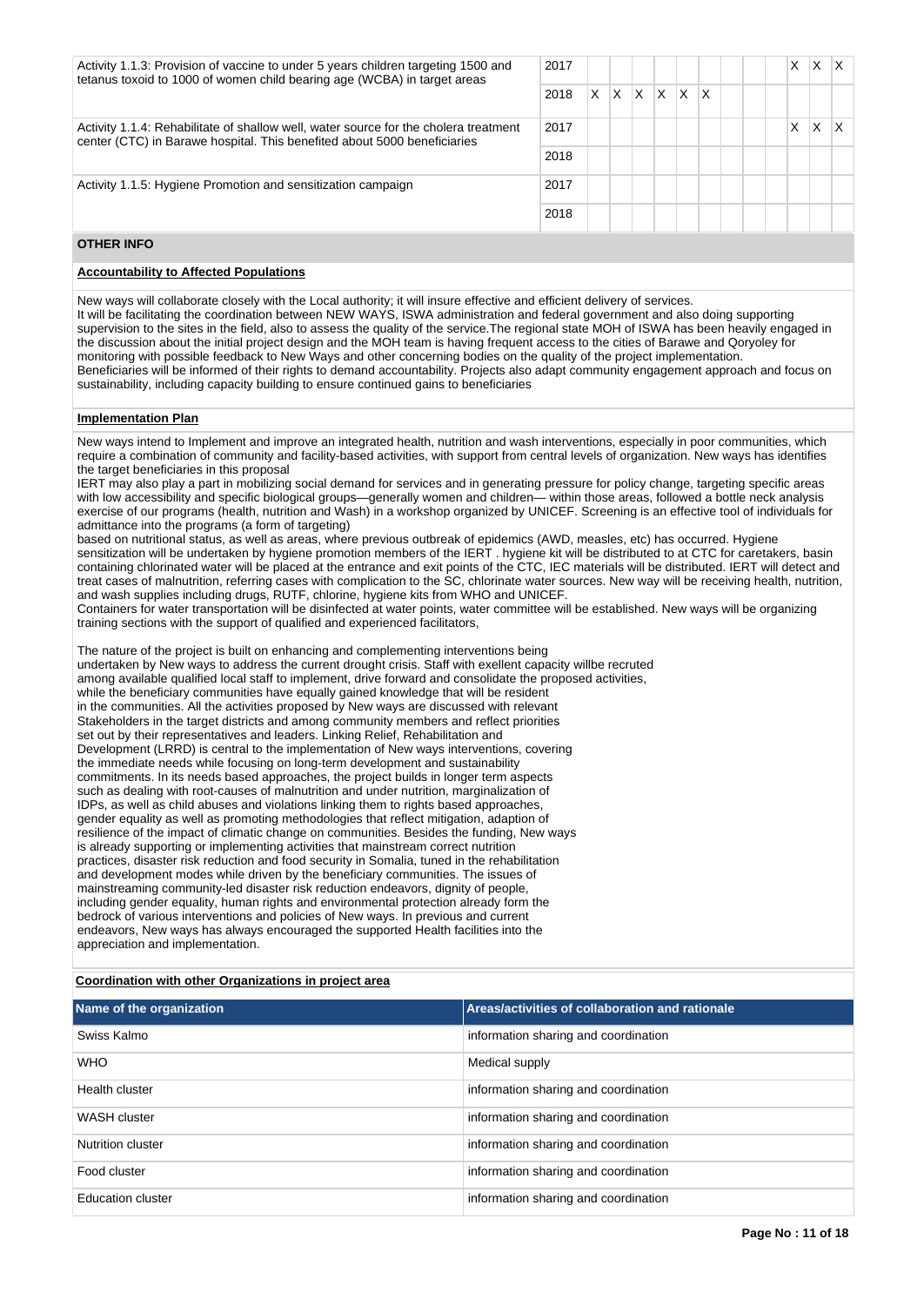| | | | | | | | | | | | | | |
|---|---|---|---|---|---|---|---|---|---|---|---|---|---|
| Activity 1.1.3: Provision of vaccine to under 5 years children targeting 1500 and tetanus toxoid to 1000 of women child bearing age (WCBA) in target areas | 2017 | | | | | | | | | | X | X | X |
| | 2018 | X | X | X | X | X | X | | | | | | |
| Activity 1.1.4: Rehabilitate of shallow well, water source for the cholera treatment center (CTC) in Barawe hospital. This benefited about 5000 beneficiaries | 2017 | | | | | | | | | | X | X | X |
| | 2018 | | | | | | | | | | | | |
| Activity 1.1.5: Hygiene Promotion and sensitization campaign | 2017 | | | | | | | | | | | | |
| | 2018 | | | | | | | | | | | | |

## OTHER INFO

**Accountability to Affected Populations**

New ways will collaborate closely with the Local authority; it will insure effective and efficient delivery of services.
It will be facilitating the coordination between NEW WAYS, ISWA administration and federal government and also doing supporting supervision to the sites in the field, also to assess the quality of the service.The regional state MOH of ISWA has been heavily engaged in the discussion about the initial project design and the MOH team is having frequent access to the cities of Barawe and Qoryoley for monitoring with possible feedback to New Ways and other concerning bodies on the quality of the project implementation.
Beneficiaries will be informed of their rights to demand accountability. Projects also adapt community engagement approach and focus on sustainability, including capacity building to ensure continued gains to beneficiaries

**Implementation Plan**

New ways intend to Implement and improve an integrated health, nutrition and wash interventions, especially in poor communities, which require a combination of community and facility-based activities, with support from central levels of organization. New ways has identifies the target beneficiaries in this proposal
IERT may also play a part in mobilizing social demand for services and in generating pressure for policy change, targeting specific areas with low accessibility and specific biological groups—generally women and children— within those areas, followed a bottle neck analysis exercise of our programs (health, nutrition and Wash) in a workshop organized by UNICEF. Screening is an effective tool of individuals for admittance into the programs (a form of targeting)
based on nutritional status, as well as areas, where previous outbreak of epidemics (AWD, measles, etc) has occurred. Hygiene sensitization will be undertaken by hygiene promotion members of the IERT . hygiene kit will be distributed to at CTC for caretakers, basin containing chlorinated water will be placed at the entrance and exit points of the CTC, IEC materials will be distributed. IERT will detect and treat cases of malnutrition, referring cases with complication to the SC, chlorinate water sources. New way will be receiving health, nutrition, and wash supplies including drugs, RUTF, chlorine, hygiene kits from WHO and UNICEF.
Containers for water transportation will be disinfected at water points, water committee will be established. New ways will be organizing training sections with the support of qualified and experienced facilitators,

The nature of the project is built on enhancing and complementing interventions being undertaken by New ways to address the current drought crisis. Staff with exellent capacity willbe recruted among available qualified local staff to implement, drive forward and consolidate the proposed activities, while the beneficiary communities have equally gained knowledge that will be resident in the communities. All the activities proposed by New ways are discussed with relevant Stakeholders in the target districts and among community members and reflect priorities set out by their representatives and leaders. Linking Relief, Rehabilitation and Development (LRRD) is central to the implementation of New ways interventions, covering the immediate needs while focusing on long-term development and sustainability commitments. In its needs based approaches, the project builds in longer term aspects such as dealing with root-causes of malnutrition and under nutrition, marginalization of IDPs, as well as child abuses and violations linking them to rights based approaches, gender equality as well as promoting methodologies that reflect mitigation, adaption of resilience of the impact of climatic change on communities. Besides the funding, New ways is already supporting or implementing activities that mainstream correct nutrition practices, disaster risk reduction and food security in Somalia, tuned in the rehabilitation and development modes while driven by the beneficiary communities. The issues of mainstreaming community-led disaster risk reduction endeavors, dignity of people, including gender equality, human rights and environmental protection already form the bedrock of various interventions and policies of New ways. In previous and current endeavors, New ways has always encouraged the supported Health facilities into the appreciation and implementation.

**Coordination with other Organizations in project area**

| Name of the organization | Areas/activities of collaboration and rationale |
|---|---|
| Swiss Kalmo | information sharing and coordination |
| WHO | Medical supply |
| Health cluster | information sharing and coordination |
| WASH cluster | information sharing and coordination |
| Nutrition cluster | information sharing and coordination |
| Food cluster | information sharing and coordination |
| Education cluster | information sharing and coordination |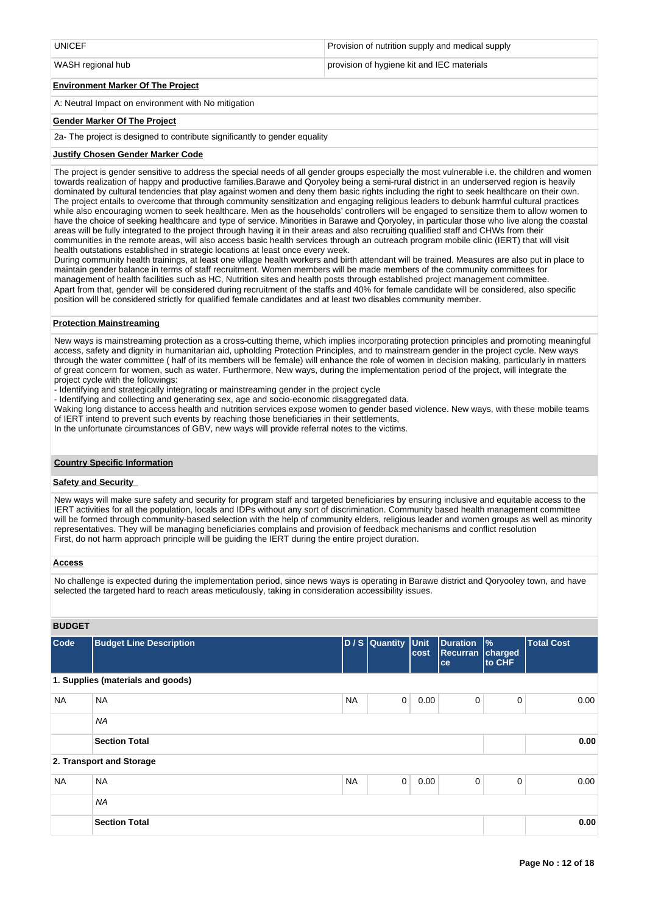| UNICEF | Provision of nutrition supply and medical supply |
|---|---|
| WASH regional hub | provision of hygiene kit and IEC materials |

**Environment Marker Of The Project**

A: Neutral Impact on environment with No mitigation

**Gender Marker Of The Project**

2a- The project is designed to contribute significantly to gender equality

**Justify Chosen Gender Marker Code**

The project is gender sensitive to address the special needs of all gender groups especially the most vulnerable i.e. the children and women towards realization of happy and productive families.Barawe and Qoryoley being a semi-rural district in an underserved region is heavily dominated by cultural tendencies that play against women and deny them basic rights including the right to seek healthcare on their own. The project entails to overcome that through community sensitization and engaging religious leaders to debunk harmful cultural practices while also encouraging women to seek healthcare. Men as the households' controllers will be engaged to sensitize them to allow women to have the choice of seeking healthcare and type of service. Minorities in Barawe and Qoryoley, in particular those who live along the coastal areas will be fully integrated to the project through having it in their areas and also recruiting qualified staff and CHWs from their communities in the remote areas, will also access basic health services through an outreach program mobile clinic (IERT) that will visit health outstations established in strategic locations at least once every week.
During community health trainings, at least one village health workers and birth attendant will be trained. Measures are also put in place to maintain gender balance in terms of staff recruitment. Women members will be made members of the community committees for management of health facilities such as HC, Nutrition sites and health posts through established project management committee.
Apart from that, gender will be considered during recruitment of the staffs and 40% for female candidate will be considered, also specific position will be considered strictly for qualified female candidates and at least two disables community member.

**Protection Mainstreaming**

New ways is mainstreaming protection as a cross-cutting theme, which implies incorporating protection principles and promoting meaningful access, safety and dignity in humanitarian aid, upholding Protection Principles, and to mainstream gender in the project cycle. New ways through the water committee ( half of its members will be female) will enhance the role of women in decision making, particularly in matters of great concern for women, such as water. Furthermore, New ways, during the implementation period of the project, will integrate the project cycle with the followings:
- Identifying and strategically integrating or mainstreaming gender in the project cycle
- Identifying and collecting and generating sex, age and socio-economic disaggregated data.

Waking long distance to access health and nutrition services expose women to gender based violence. New ways, with these mobile teams of IERT intend to prevent such events by reaching those beneficiaries in their settlements,
In the unfortunate circumstances of GBV, new ways will provide referral notes to the victims.

**Country Specific Information**

**Safety and Security**

New ways will make sure safety and security for program staff and targeted beneficiaries by ensuring inclusive and equitable access to the IERT activities for all the population, locals and IDPs without any sort of discrimination. Community based health management committee will be formed through community-based selection with the help of community elders, religious leader and women groups as well as minority representatives. They will be managing beneficiaries complains and provision of feedback mechanisms and conflict resolution
First, do not harm approach principle will be guiding the IERT during the entire project duration.

**Access**

No challenge is expected during the implementation period, since news ways is operating in Barawe district and Qoryooley town, and have selected the targeted hard to reach areas meticulously, taking in consideration accessibility issues.

**BUDGET**

| Code | Budget Line Description | D / S | Quantity | Unit cost | Duration Recurrance | % charged to CHF | Total Cost |
|---|---|---|---|---|---|---|---|
| **1. Supplies (materials and goods)** | | | | | | | |
| NA | NA | NA | 0 | 0.00 | 0 | 0 | 0.00 |
| | *NA* | | | | | | |
| | **Section Total** | | | | | | **0.00** |
| **2. Transport and Storage** | | | | | | | |
| NA | NA | NA | 0 | 0.00 | 0 | 0 | 0.00 |
| | *NA* | | | | | | |
| | **Section Total** | | | | | | **0.00** |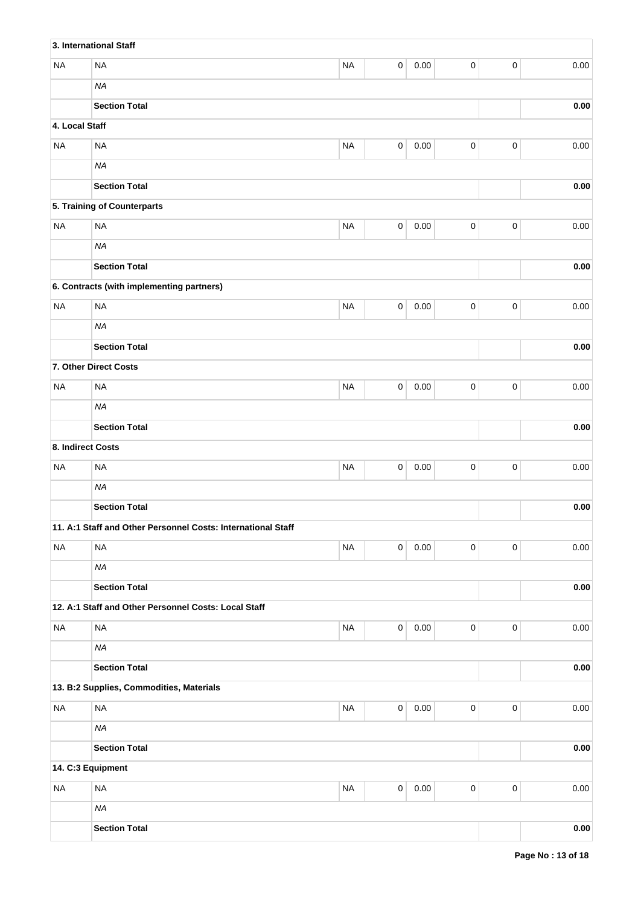| | | | | | | | |
|---|---|---|---|---|---|---|---|
| **3. International Staff** | | | | | | | |
| NA | NA | NA | 0 | 0.00 | 0 | 0 | 0.00 |
| | *NA* | | | | | | |
| | **Section Total** | | | | | | **0.00** |
| **4. Local Staff** | | | | | | | |
| NA | NA | NA | 0 | 0.00 | 0 | 0 | 0.00 |
| | *NA* | | | | | | |
| | **Section Total** | | | | | | **0.00** |
| **5. Training of Counterparts** | | | | | | | |
| NA | NA | NA | 0 | 0.00 | 0 | 0 | 0.00 |
| | *NA* | | | | | | |
| | **Section Total** | | | | | | **0.00** |
| **6. Contracts (with implementing partners)** | | | | | | | |
| NA | NA | NA | 0 | 0.00 | 0 | 0 | 0.00 |
| | *NA* | | | | | | |
| | **Section Total** | | | | | | **0.00** |
| **7. Other Direct Costs** | | | | | | | |
| NA | NA | NA | 0 | 0.00 | 0 | 0 | 0.00 |
| | *NA* | | | | | | |
| | **Section Total** | | | | | | **0.00** |
| **8. Indirect Costs** | | | | | | | |
| NA | NA | NA | 0 | 0.00 | 0 | 0 | 0.00 |
| | *NA* | | | | | | |
| | **Section Total** | | | | | | **0.00** |
| **11. A:1 Staff and Other Personnel Costs: International Staff** | | | | | | | |
| NA | NA | NA | 0 | 0.00 | 0 | 0 | 0.00 |
| | *NA* | | | | | | |
| | **Section Total** | | | | | | **0.00** |
| **12. A:1 Staff and Other Personnel Costs: Local Staff** | | | | | | | |
| NA | NA | NA | 0 | 0.00 | 0 | 0 | 0.00 |
| | *NA* | | | | | | |
| | **Section Total** | | | | | | **0.00** |
| **13. B:2 Supplies, Commodities, Materials** | | | | | | | |
| NA | NA | NA | 0 | 0.00 | 0 | 0 | 0.00 |
| | *NA* | | | | | | |
| | **Section Total** | | | | | | **0.00** |
| **14. C:3 Equipment** | | | | | | | |
| NA | NA | NA | 0 | 0.00 | 0 | 0 | 0.00 |
| | *NA* | | | | | | |
| | **Section Total** | | | | | | **0.00** |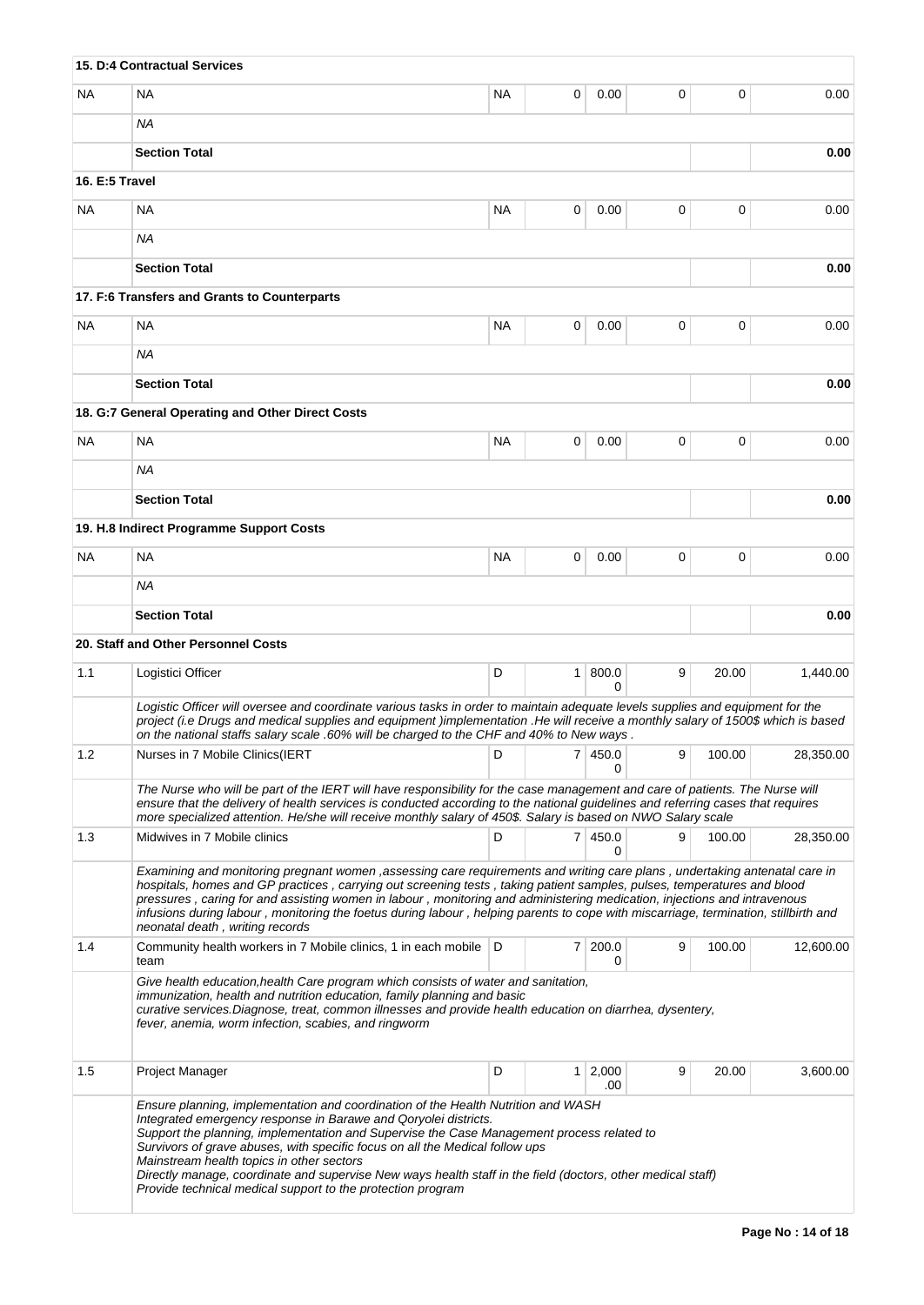| | | | | | | | |
|---|---|---|---|---|---|---|---|
| | **15. D:4 Contractual Services** | | | | | | |
| NA | NA | NA | 0 | 0.00 | 0 | 0 | 0.00 |
| | *NA* | | | | | | |
| | **Section Total** | | | | | | **0.00** |
| **16. E:5 Travel** | | | | | | | |
| NA | NA | NA | 0 | 0.00 | 0 | 0 | 0.00 |
| | *NA* | | | | | | |
| | **Section Total** | | | | | | **0.00** |
| | **17. F:6 Transfers and Grants to Counterparts** | | | | | | |
| NA | NA | NA | 0 | 0.00 | 0 | 0 | 0.00 |
| | *NA* | | | | | | |
| | **Section Total** | | | | | | **0.00** |
| | **18. G:7 General Operating and Other Direct Costs** | | | | | | |
| NA | NA | NA | 0 | 0.00 | 0 | 0 | 0.00 |
| | *NA* | | | | | | |
| | **Section Total** | | | | | | **0.00** |
| | **19. H.8 Indirect Programme Support Costs** | | | | | | |
| NA | NA | NA | 0 | 0.00 | 0 | 0 | 0.00 |
| | *NA* | | | | | | |
| | **Section Total** | | | | | | **0.00** |
| | **20. Staff and Other Personnel Costs** | | | | | | |
| 1.1 | Logistici Officer | D | 1 | 800.00 | 9 | 20.00 | 1,440.00 |
| | *Logistic Officer will oversee and coordinate various tasks in order to maintain adequate levels supplies and equipment for the project (i.e Drugs and medical supplies and equipment )implementation .He will receive a monthly salary of 1500$ which is based on the national staffs salary scale .60% will be charged to the CHF and 40% to New ways .* | | | | | | |
| 1.2 | Nurses in 7 Mobile Clinics(IERT | D | 7 | 450.00 | 9 | 100.00 | 28,350.00 |
| | *The Nurse who will be part of the IERT will have responsibility for the case management and care of patients. The Nurse will ensure that the delivery of health services is conducted according to the national guidelines and referring cases that requires more specialized attention. He/she will receive monthly salary of 450$. Salary is based on NWO Salary scale* | | | | | | |
| 1.3 | Midwives in 7 Mobile clinics | D | 7 | 450.00 | 9 | 100.00 | 28,350.00 |
| | *Examining and monitoring pregnant women ,assessing care requirements and writing care plans , undertaking antenatal care in hospitals, homes and GP practices , carrying out screening tests , taking patient samples, pulses, temperatures and blood pressures , caring for and assisting women in labour , monitoring and administering medication, injections and intravenous infusions during labour , monitoring the foetus during labour , helping parents to cope with miscarriage, termination, stillbirth and neonatal death , writing records* | | | | | | |
| 1.4 | Community health workers in 7 Mobile clinics, 1 in each mobile team | D | 7 | 200.00 | 9 | 100.00 | 12,600.00 |
| | *Give health education,health Care program which consists of water and sanitation, immunization, health and nutrition education, family planning and basic curative services.Diagnose, treat, common illnesses and provide health education on diarrhea, dysentery, fever, anemia, worm infection, scabies, and ringworm* | | | | | | |
| 1.5 | Project Manager | D | 1 | 2,000.00 | 9 | 20.00 | 3,600.00 |
| | *Ensure planning, implementation and coordination of the Health Nutrition and WASH Integrated emergency response in Barawe and Qoryolei districts. Support the planning, implementation and Supervise the Case Management process related to Survivors of grave abuses, with specific focus on all the Medical follow ups Mainstream health topics in other sectors Directly manage, coordinate and supervise New ways health staff in the field (doctors, other medical staff) Provide technical medical support to the protection program* | | | | | | |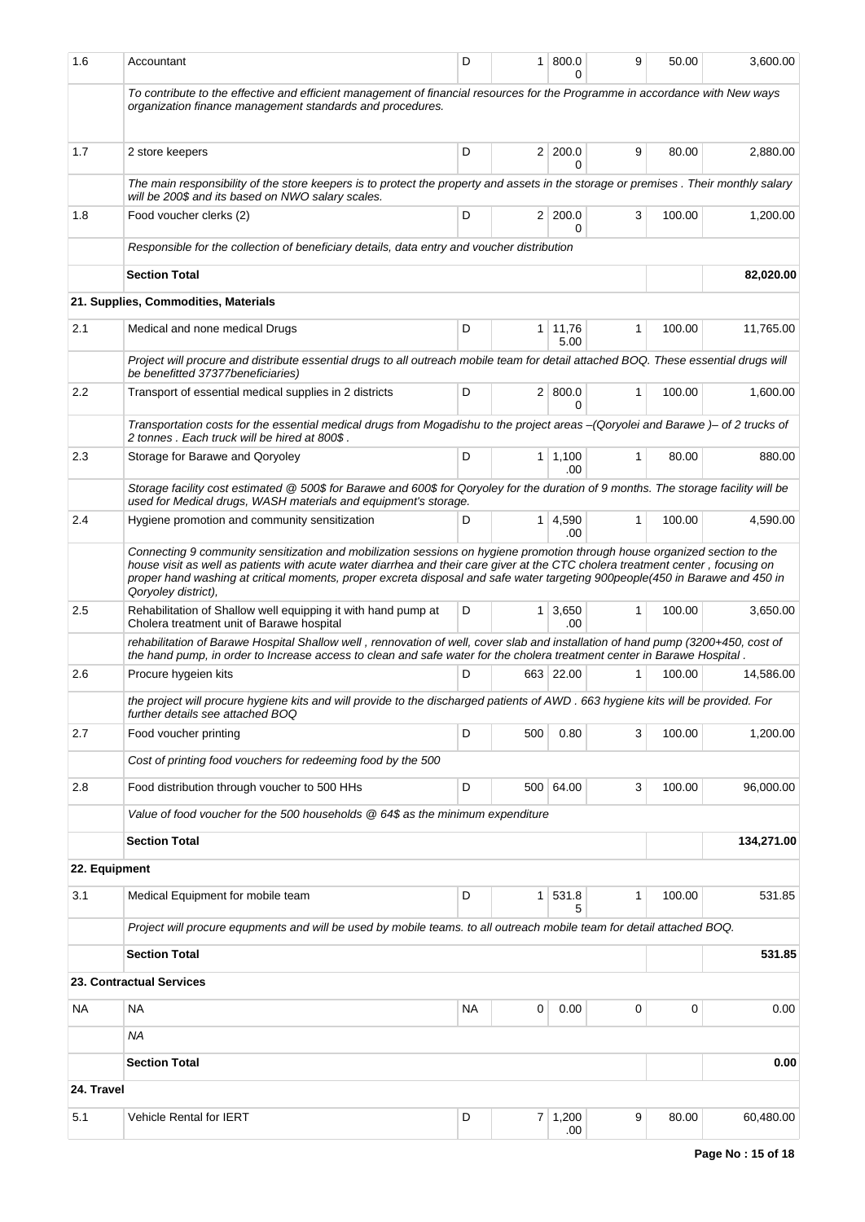| 1.6 | Accountant | D | 1 | 800.00 | 9 | 50.00 | 3,600.00 |
|---|---|---|---|---|---|---|---|
| | *To contribute to the effective and efficient management of financial resources for the Programme in accordance with New ways organization finance management standards and procedures.* | | | | | | |
| 1.7 | 2 store keepers | D | 2 | 200.00 | 9 | 80.00 | 2,880.00 |
| | *The main responsibility of the store keepers is to protect the property and assets in the storage or premises . Their monthly salary will be 200$ and its based on NWO salary scales.* | | | | | | |
| 1.8 | Food voucher clerks (2) | D | 2 | 200.00 | 3 | 100.00 | 1,200.00 |
| | *Responsible for the collection of beneficiary details, data entry and voucher distribution* | | | | | | |
| | **Section Total** | | | | | | **82,020.00** |
| | **21. Supplies, Commodities, Materials** | | | | | | |
| 2.1 | Medical and none medical Drugs | D | 1 | 11,765.00 | 1 | 100.00 | 11,765.00 |
| | *Project will procure and distribute essential drugs to all outreach mobile team for detail attached BOQ. These essential drugs will be benefitted 37377beneficiaries)* | | | | | | |
| 2.2 | Transport of essential medical supplies in 2 districts | D | 2 | 800.00 | 1 | 100.00 | 1,600.00 |
| | *Transportation costs for the essential medical drugs from Mogadishu to the project areas –(Qoryolei and Barawe )– of 2 trucks of 2 tonnes . Each truck will be hired at 800$ .* | | | | | | |
| 2.3 | Storage for Barawe and Qoryoley | D | 1 | 1,100.00 | 1 | 80.00 | 880.00 |
| | *Storage facility cost estimated @ 500$ for Barawe and 600$ for Qoryoley for the duration of 9 months. The storage facility will be used for Medical drugs, WASH materials and equipment's storage.* | | | | | | |
| 2.4 | Hygiene promotion and community sensitization | D | 1 | 4,590.00 | 1 | 100.00 | 4,590.00 |
| | *Connecting 9 community sensitization and mobilization sessions on hygiene promotion through house organized section to the house visit as well as patients with acute water diarrhea and their care giver at the CTC cholera treatment center , focusing on proper hand washing at critical moments, proper excreta disposal and safe water targeting 900people(450 in Barawe and 450 in Qoryoley district),* | | | | | | |
| 2.5 | Rehabilitation of Shallow well equipping it with hand pump at Cholera treatment unit of Barawe hospital | D | 1 | 3,650.00 | 1 | 100.00 | 3,650.00 |
| | *rehabilitation of Barawe Hospital Shallow well , rennovation of well, cover slab and installation of hand pump (3200+450, cost of the hand pump, in order to Increase access to clean and safe water for the cholera treatment center in Barawe Hospital .* | | | | | | |
| 2.6 | Procure hygeien kits | D | 663 | 22.00 | 1 | 100.00 | 14,586.00 |
| | *the project will procure hygiene kits and will provide to the discharged patients of AWD . 663 hygiene kits will be provided. For further details see attached BOQ* | | | | | | |
| 2.7 | Food voucher printing | D | 500 | 0.80 | 3 | 100.00 | 1,200.00 |
| | *Cost of printing food vouchers for redeeming food by the 500* | | | | | | |
| 2.8 | Food distribution through voucher to 500 HHs | D | 500 | 64.00 | 3 | 100.00 | 96,000.00 |
| | *Value of food voucher for the 500 households @ 64$ as the minimum expenditure* | | | | | | |
| | **Section Total** | | | | | | **134,271.00** |
| **22. Equipment** | | | | | | | |
| 3.1 | Medical Equipment for mobile team | D | 1 | 531.85 | 1 | 100.00 | 531.85 |
| | *Project will procure equpments and will be used by mobile teams. to all outreach mobile team for detail attached BOQ.* | | | | | | |
| | **Section Total** | | | | | | **531.85** |
| | **23. Contractual Services** | | | | | | |
| NA | NA | NA | 0 | 0.00 | 0 | 0 | 0.00 |
| | *NA* | | | | | | |
| | **Section Total** | | | | | | **0.00** |
| **24. Travel** | | | | | | | |
| 5.1 | Vehicle Rental for IERT | D | 7 | 1,200.00 | 9 | 80.00 | 60,480.00 |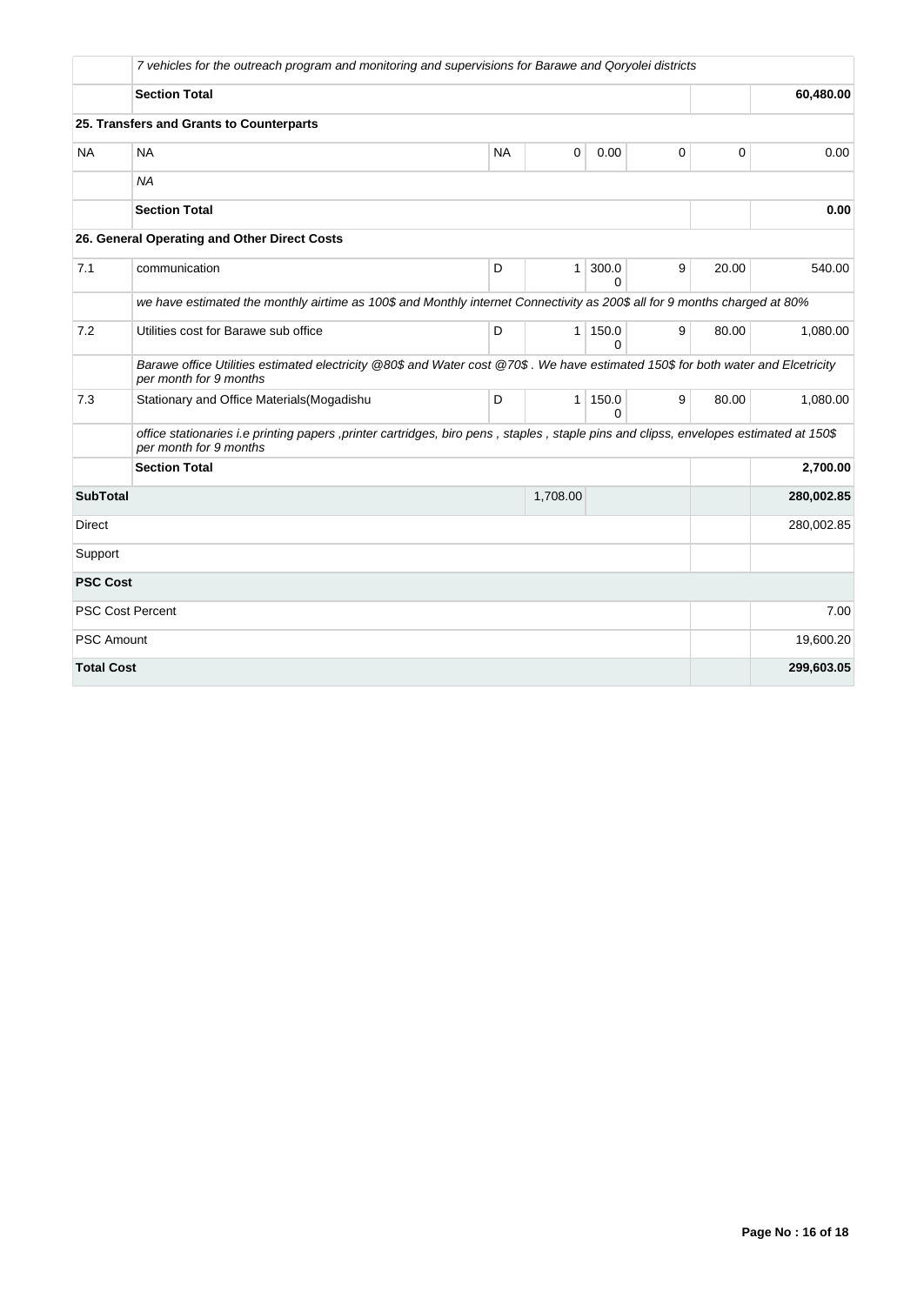| | | | | | | | |
|---|---|---|---|---|---|---|---|
| | *7 vehicles for the outreach program and monitoring and supervisions for Barawe and Qoryolei districts* | | | | | | |
| | **Section Total** | | | | | | **60,480.00** |
| **25. Transfers and Grants to Counterparts** | | | | | | | |
| NA | NA | NA | 0 | 0.00 | 0 | 0 | 0.00 |
| | *NA* | | | | | | |
| | **Section Total** | | | | | | **0.00** |
| **26. General Operating and Other Direct Costs** | | | | | | | |
| 7.1 | communication | D | 1 | 300.00 | 9 | 20.00 | 540.00 |
| | *we have estimated the monthly airtime as 100$ and Monthly internet Connectivity as 200$ all for 9 months charged at 80%* | | | | | | |
| 7.2 | Utilities cost for Barawe sub office | D | 1 | 150.00 | 9 | 80.00 | 1,080.00 |
| | *Barawe office Utilities estimated electricity @80$ and Water cost @70$ . We have estimated 150$ for both water and Elcetricity per month for 9 months* | | | | | | |
| 7.3 | Stationary and Office Materials(Mogadishu | D | 1 | 150.00 | 9 | 80.00 | 1,080.00 |
| | *office stationaries i.e printing papers ,printer cartridges, biro pens , staples , staple pins and clipss, envelopes estimated at 150$ per month for 9 months* | | | | | | |
| | **Section Total** | | | | | | **2,700.00** |
| **SubTotal** | | | 1,708.00 | | | | **280,002.85** |
| Direct | | | | | | | 280,002.85 |
| Support | | | | | | | |
| **PSC Cost** | | | | | | | |
| PSC Cost Percent | | | | | | | 7.00 |
| PSC Amount | | | | | | | 19,600.20 |
| **Total Cost** | | | | | | | **299,603.05** |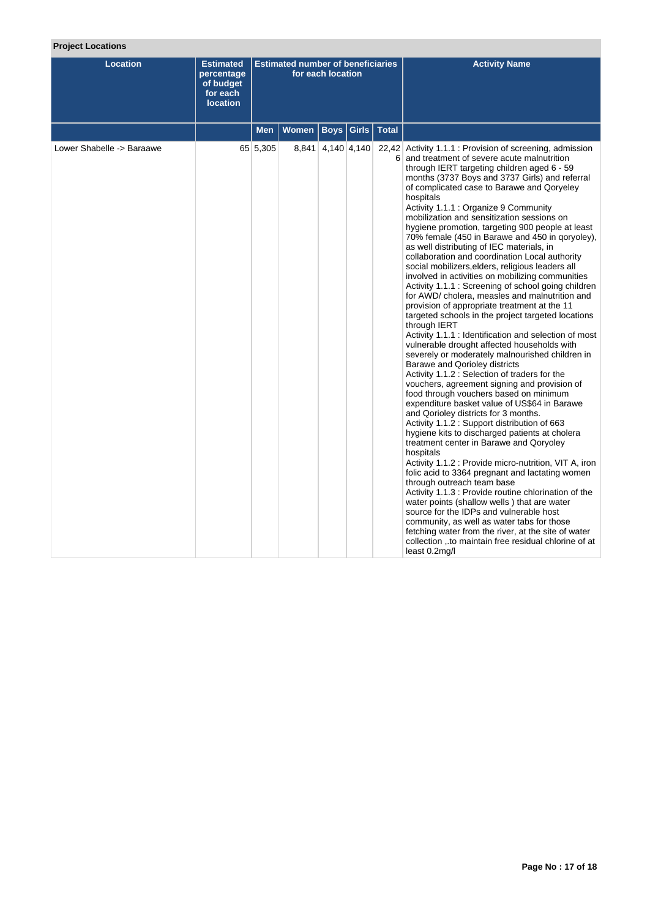**Project Locations**

| Location | Estimated percentage of budget for each location | Estimated number of beneficiaries for each location | | | | | Activity Name |
|---|---|---|---|---|---|---|---|
| | | Men | Women | Boys | Girls | Total | |
| Lower Shabelle -> Baraawe | 65 | 5,305 | 8,841 | 4,140 | 4,140 | 22,426 | Activity 1.1.1 : Provision of screening, admission and treatment of severe acute malnutrition through IERT targeting children aged 6 - 59 months (3737 Boys and 3737 Girls) and referral of complicated case to Barawe and Qoryeley hospitals<br>Activity 1.1.1 : Organize 9 Community mobilization and sensitization sessions on hygiene promotion, targeting 900 people at least 70% female (450 in Barawe and 450 in qoryoley), as well distributing of IEC materials, in collaboration and coordination Local authority social mobilizers,elders, religious leaders all involved in activities on mobilizing communities<br>Activity 1.1.1 : Screening of school going children for AWD/ cholera, measles and malnutrition and provision of appropriate treatment at the 11 targeted schools in the project targeted locations through IERT<br>Activity 1.1.1 : Identification and selection of most vulnerable drought affected households with severely or moderately malnourished children in Barawe and Qorioley districts<br>Activity 1.1.2 : Selection of traders for the vouchers, agreement signing and provision of food through vouchers based on minimum expenditure basket value of US$64 in Barawe and Qorioley districts for 3 months.<br>Activity 1.1.2 : Support distribution of 663 hygiene kits to discharged patients at cholera treatment center in Barawe and Qoryoley hospitals<br>Activity 1.1.2 : Provide micro-nutrition, VIT A, iron folic acid to 3364 pregnant and lactating women through outreach team base<br>Activity 1.1.3 : Provide routine chlorination of the water points (shallow wells ) that are water source for the IDPs and vulnerable host community, as well as water tabs for those fetching water from the river, at the site of water collection ,.to maintain free residual chlorine of at least 0.2mg/l |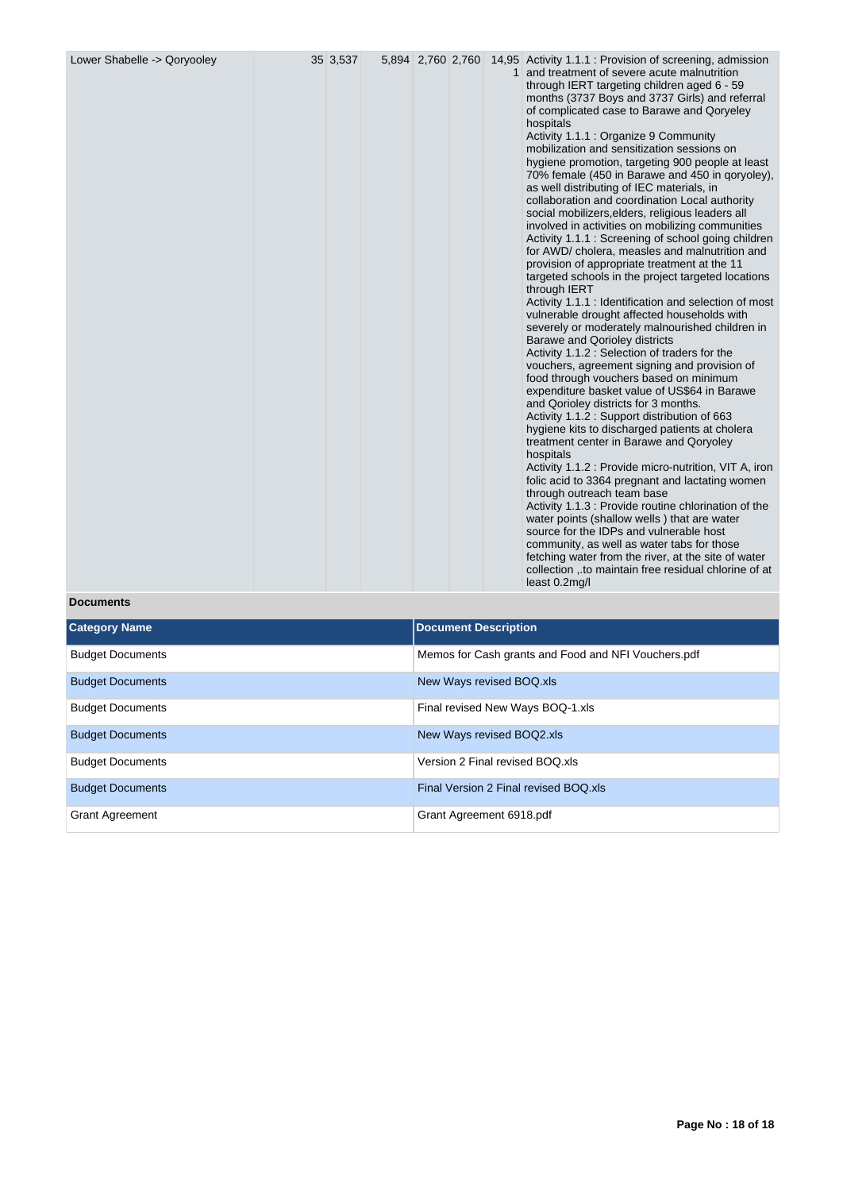| | | | | | | | | |
|---|---|---|---|---|---|---|---|---|
| Lower Shabelle -> Qoryooley | | 35 | 3,537 | | 5,894 | 2,760 | 2,760 | 14,951 | Activity 1.1.1 : Provision of screening, admission and treatment of severe acute malnutrition through IERT targeting children aged 6 - 59 months (3737 Boys and 3737 Girls) and referral of complicated case to Barawe and Qoryeley hospitals<br>Activity 1.1.1 : Organize 9 Community mobilization and sensitization sessions on hygiene promotion, targeting 900 people at least 70% female (450 in Barawe and 450 in qoryoley), as well distributing of IEC materials, in collaboration and coordination Local authority social mobilizers,elders, religious leaders all involved in activities on mobilizing communities<br>Activity 1.1.1 : Screening of school going children for AWD/ cholera, measles and malnutrition and provision of appropriate treatment at the 11 targeted schools in the project targeted locations through IERT<br>Activity 1.1.1 : Identification and selection of most vulnerable drought affected households with severely or moderately malnourished children in Barawe and Qorioley districts<br>Activity 1.1.2 : Selection of traders for the vouchers, agreement signing and provision of food through vouchers based on minimum expenditure basket value of US$64 in Barawe and Qorioley districts for 3 months.<br>Activity 1.1.2 : Support distribution of 663 hygiene kits to discharged patients at cholera treatment center in Barawe and Qoryoley hospitals<br>Activity 1.1.2 : Provide micro-nutrition, VIT A, iron folic acid to 3364 pregnant and lactating women through outreach team base<br>Activity 1.1.3 : Provide routine chlorination of the water points (shallow wells ) that are water source for the IDPs and vulnerable host community, as well as water tabs for those fetching water from the river, at the site of water collection ,.to maintain free residual chlorine of at least 0.2mg/l |

**Documents**

| Category Name | Document Description |
|---|---|
| Budget Documents | Memos for Cash grants and Food and NFI Vouchers.pdf |
| Budget Documents | New Ways revised BOQ.xls |
| Budget Documents | Final revised New Ways BOQ-1.xls |
| Budget Documents | New Ways revised BOQ2.xls |
| Budget Documents | Version 2 Final revised BOQ.xls |
| Budget Documents | Final Version 2 Final revised BOQ.xls |
| Grant Agreement | Grant Agreement 6918.pdf |